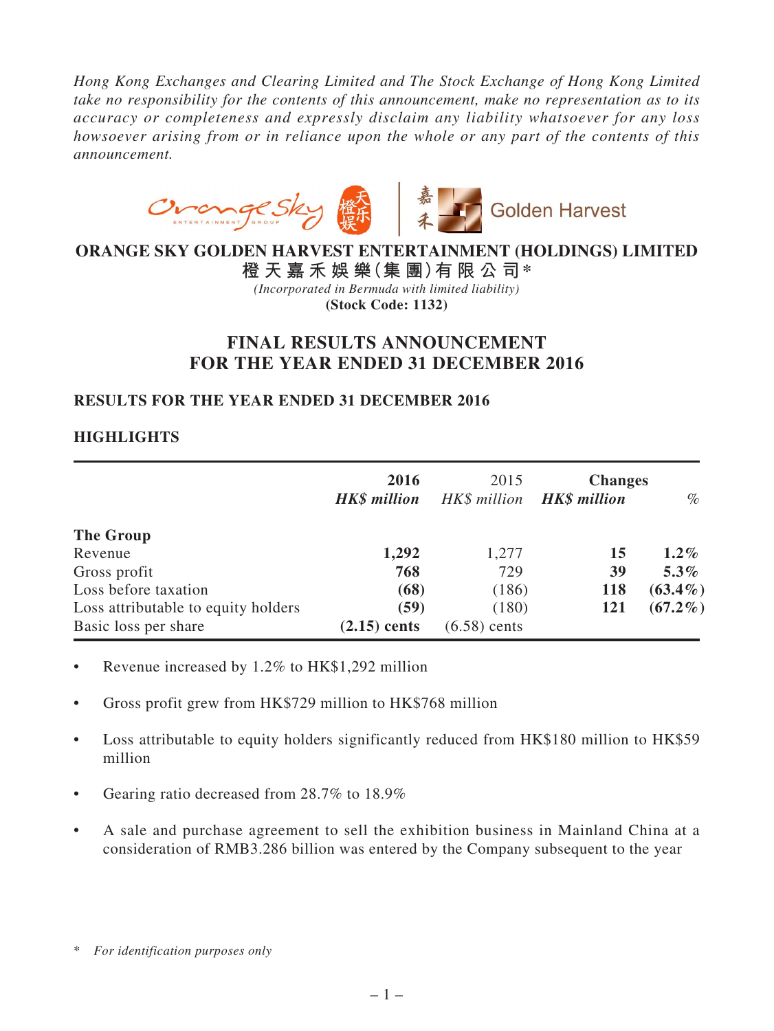*Hong Kong Exchanges and Clearing Limited and The Stock Exchange of Hong Kong Limited take no responsibility for the contents of this announcement, make no representation as to its accuracy or completeness and expressly disclaim any liability whatsoever for any loss howsoever arising from or in reliance upon the whole or any part of the contents of this announcement.*

# ORANGE SKY GOLDEN HARVEST ENTERTAINMENT (HOLDINGS) LIMITED

**橙天嘉禾娛樂(集團)有限公司***

*(Incorporated in Bermuda with limited liability)*

**(Stock Code: 1132)**

# FINAL RESULTS ANNOUNCEMENT FOR THE YEAR ENDED 31 DECEMBER 2016

## RESULTS FOR THE YEAR ENDED 31 DECEMBER 2016

## HIGHLIGHTS

| | **2016** | 2015 | **Changes** | |
|---|---|---|---|---|
| | ***HK$ million*** | *HK$ million* | ***HK$ million*** | *%* |
| **The Group** | | | | |
| Revenue | **1,292** | 1,277 | **15** | **1.2%** |
| Gross profit | **768** | 729 | **39** | **5.3%** |
| Loss before taxation | **(68)** | (186) | **118** | **(63.4%)** |
| Loss attributable to equity holders | **(59)** | (180) | **121** | **(67.2%)** |
| Basic loss per share | **(2.15) cents** | (6.58) cents | | |

- Revenue increased by 1.2% to HK$1,292 million
- Gross profit grew from HK$729 million to HK$768 million
- Loss attributable to equity holders significantly reduced from HK$180 million to HK$59 million
- Gearing ratio decreased from 28.7% to 18.9%
- A sale and purchase agreement to sell the exhibition business in Mainland China at a consideration of RMB3.286 billion was entered by the Company subsequent to the year

\* *For identification purposes only*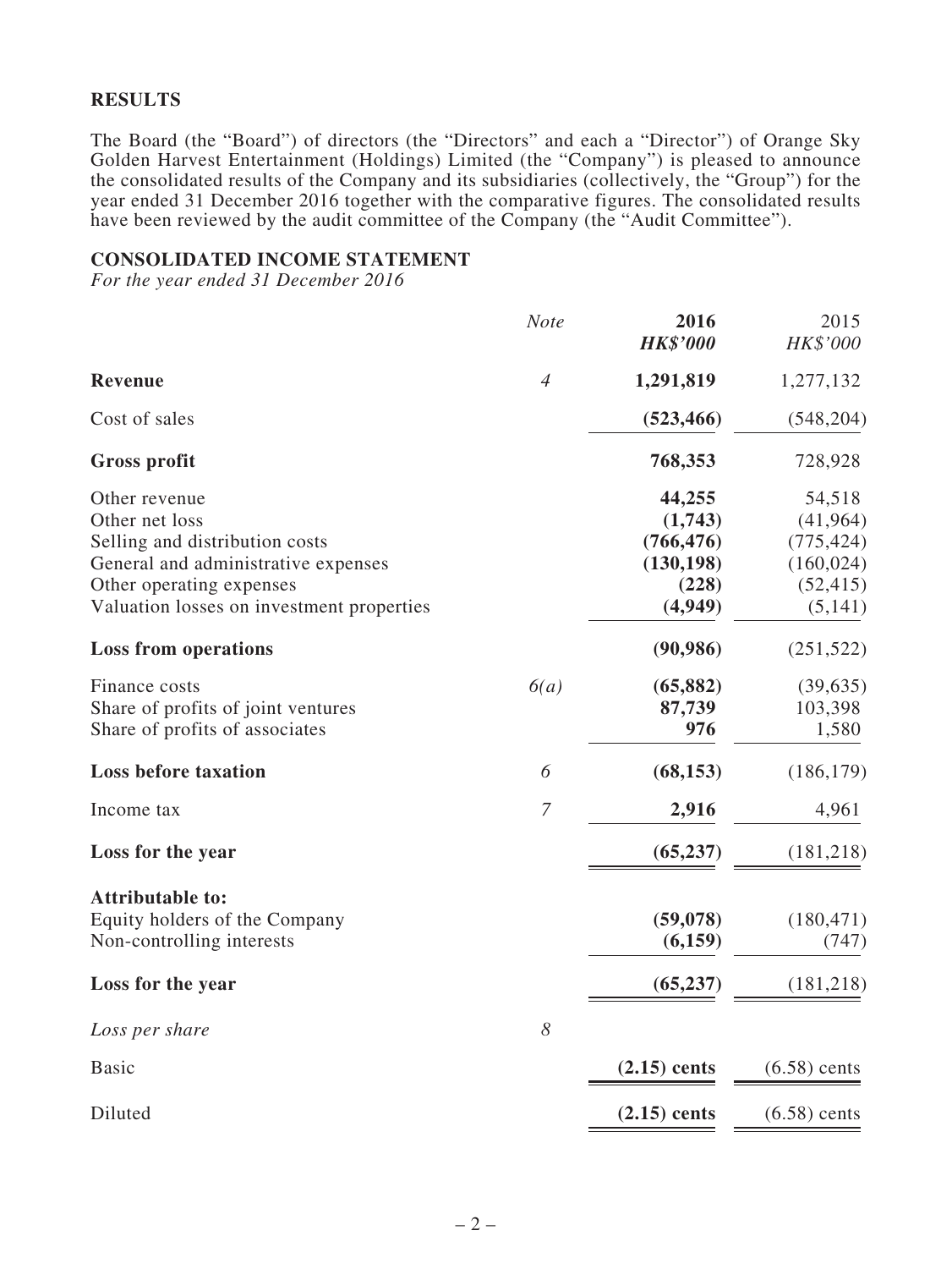## RESULTS

The Board (the "Board") of directors (the "Directors" and each a "Director") of Orange Sky Golden Harvest Entertainment (Holdings) Limited (the "Company") is pleased to announce the consolidated results of the Company and its subsidiaries (collectively, the "Group") for the year ended 31 December 2016 together with the comparative figures. The consolidated results have been reviewed by the audit committee of the Company (the "Audit Committee").

## CONSOLIDATED INCOME STATEMENT

*For the year ended 31 December 2016*

| | *Note* | **2016** | 2015 |
|---|---|---|---|
| | | ***HK$'000*** | *HK$'000* |
| **Revenue** | *4* | **1,291,819** | 1,277,132 |
| Cost of sales | | **(523,466)** | (548,204) |
| **Gross profit** | | **768,353** | 728,928 |
| Other revenue | | **44,255** | 54,518 |
| Other net loss | | **(1,743)** | (41,964) |
| Selling and distribution costs | | **(766,476)** | (775,424) |
| General and administrative expenses | | **(130,198)** | (160,024) |
| Other operating expenses | | **(228)** | (52,415) |
| Valuation losses on investment properties | | **(4,949)** | (5,141) |
| **Loss from operations** | | **(90,986)** | (251,522) |
| Finance costs | *6(a)* | **(65,882)** | (39,635) |
| Share of profits of joint ventures | | **87,739** | 103,398 |
| Share of profits of associates | | **976** | 1,580 |
| **Loss before taxation** | *6* | **(68,153)** | (186,179) |
| Income tax | *7* | **2,916** | 4,961 |
| **Loss for the year** | | **(65,237)** | (181,218) |
| **Attributable to:** | | | |
| Equity holders of the Company | | **(59,078)** | (180,471) |
| Non-controlling interests | | **(6,159)** | (747) |
| **Loss for the year** | | **(65,237)** | (181,218) |
| *Loss per share* | *8* | | |
| Basic | | **(2.15) cents** | (6.58) cents |
| Diluted | | **(2.15) cents** | (6.58) cents |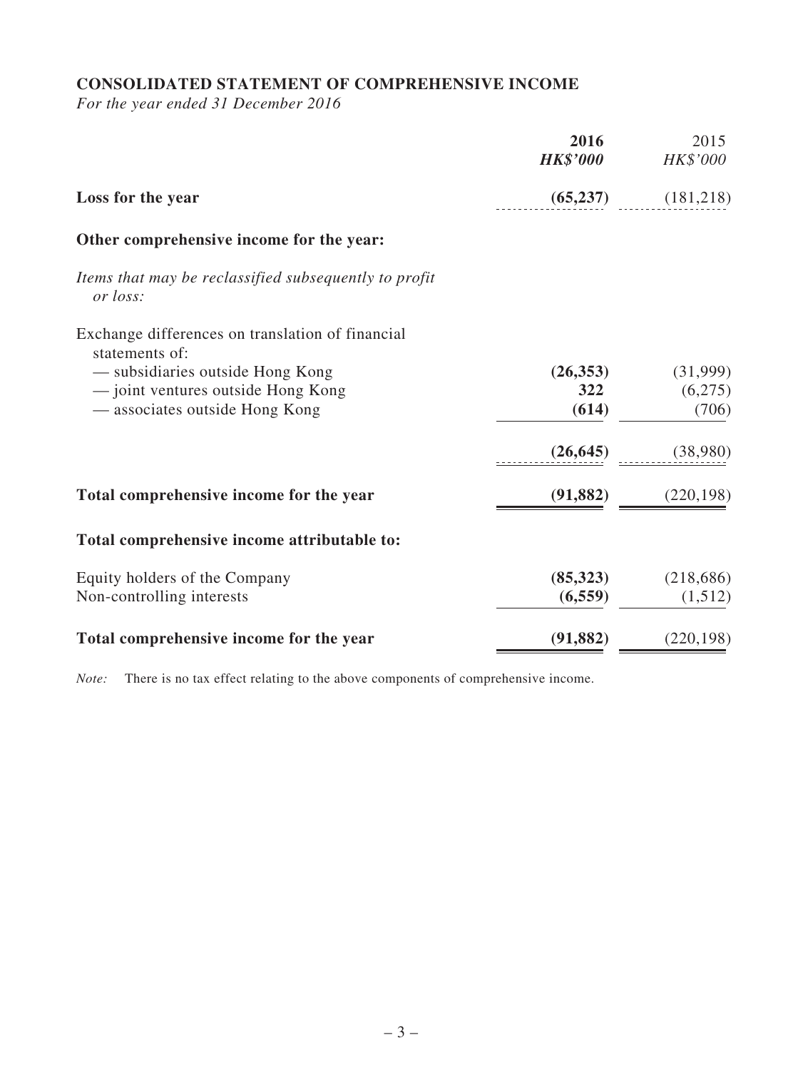## CONSOLIDATED STATEMENT OF COMPREHENSIVE INCOME

*For the year ended 31 December 2016*

| | **2016** | 2015 |
|---|---|---|
| | ***HK$'000*** | *HK$'000* |
| **Loss for the year** | **(65,237)** | (181,218) |
| **Other comprehensive income for the year:** | | |
| *Items that may be reclassified subsequently to profit or loss:* | | |
| Exchange differences on translation of financial statements of: | | |
| — subsidiaries outside Hong Kong | **(26,353)** | (31,999) |
| — joint ventures outside Hong Kong | **322** | (6,275) |
| — associates outside Hong Kong | **(614)** | (706) |
| | **(26,645)** | (38,980) |
| **Total comprehensive income for the year** | **(91,882)** | (220,198) |
| **Total comprehensive income attributable to:** | | |
| Equity holders of the Company | **(85,323)** | (218,686) |
| Non-controlling interests | **(6,559)** | (1,512) |
| **Total comprehensive income for the year** | **(91,882)** | (220,198) |

*Note:* There is no tax effect relating to the above components of comprehensive income.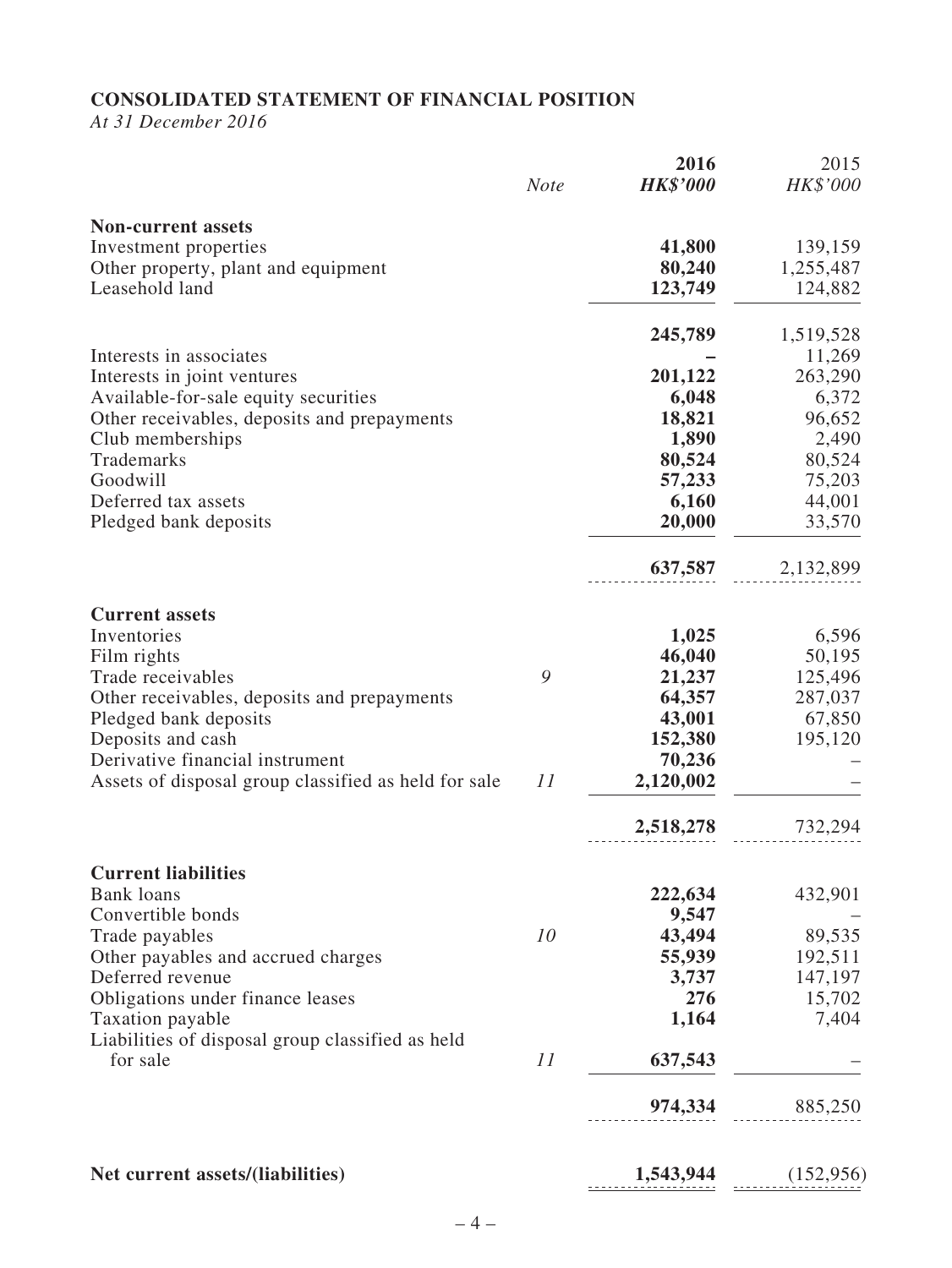**CONSOLIDATED STATEMENT OF FINANCIAL POSITION**

*At 31 December 2016*

| | *Note* | **2016** | 2015 |
|---|---|---|---|
| | | ***HK$'000*** | *HK$'000* |
| **Non-current assets** | | | |
| Investment properties | | **41,800** | 139,159 |
| Other property, plant and equipment | | **80,240** | 1,255,487 |
| Leasehold land | | **123,749** | 124,882 |
| | | **245,789** | 1,519,528 |
| Interests in associates | | **–** | 11,269 |
| Interests in joint ventures | | **201,122** | 263,290 |
| Available-for-sale equity securities | | **6,048** | 6,372 |
| Other receivables, deposits and prepayments | | **18,821** | 96,652 |
| Club memberships | | **1,890** | 2,490 |
| Trademarks | | **80,524** | 80,524 |
| Goodwill | | **57,233** | 75,203 |
| Deferred tax assets | | **6,160** | 44,001 |
| Pledged bank deposits | | **20,000** | 33,570 |
| | | **637,587** | 2,132,899 |
| **Current assets** | | | |
| Inventories | | **1,025** | 6,596 |
| Film rights | | **46,040** | 50,195 |
| Trade receivables | 9 | **21,237** | 125,496 |
| Other receivables, deposits and prepayments | | **64,357** | 287,037 |
| Pledged bank deposits | | **43,001** | 67,850 |
| Deposits and cash | | **152,380** | 195,120 |
| Derivative financial instrument | | **70,236** | – |
| Assets of disposal group classified as held for sale | 11 | **2,120,002** | – |
| | | **2,518,278** | 732,294 |
| **Current liabilities** | | | |
| Bank loans | | **222,634** | 432,901 |
| Convertible bonds | | **9,547** | – |
| Trade payables | 10 | **43,494** | 89,535 |
| Other payables and accrued charges | | **55,939** | 192,511 |
| Deferred revenue | | **3,737** | 147,197 |
| Obligations under finance leases | | **276** | 15,702 |
| Taxation payable | | **1,164** | 7,404 |
| Liabilities of disposal group classified as held for sale | 11 | **637,543** | – |
| | | **974,334** | 885,250 |
| **Net current assets/(liabilities)** | | **1,543,944** | (152,956) |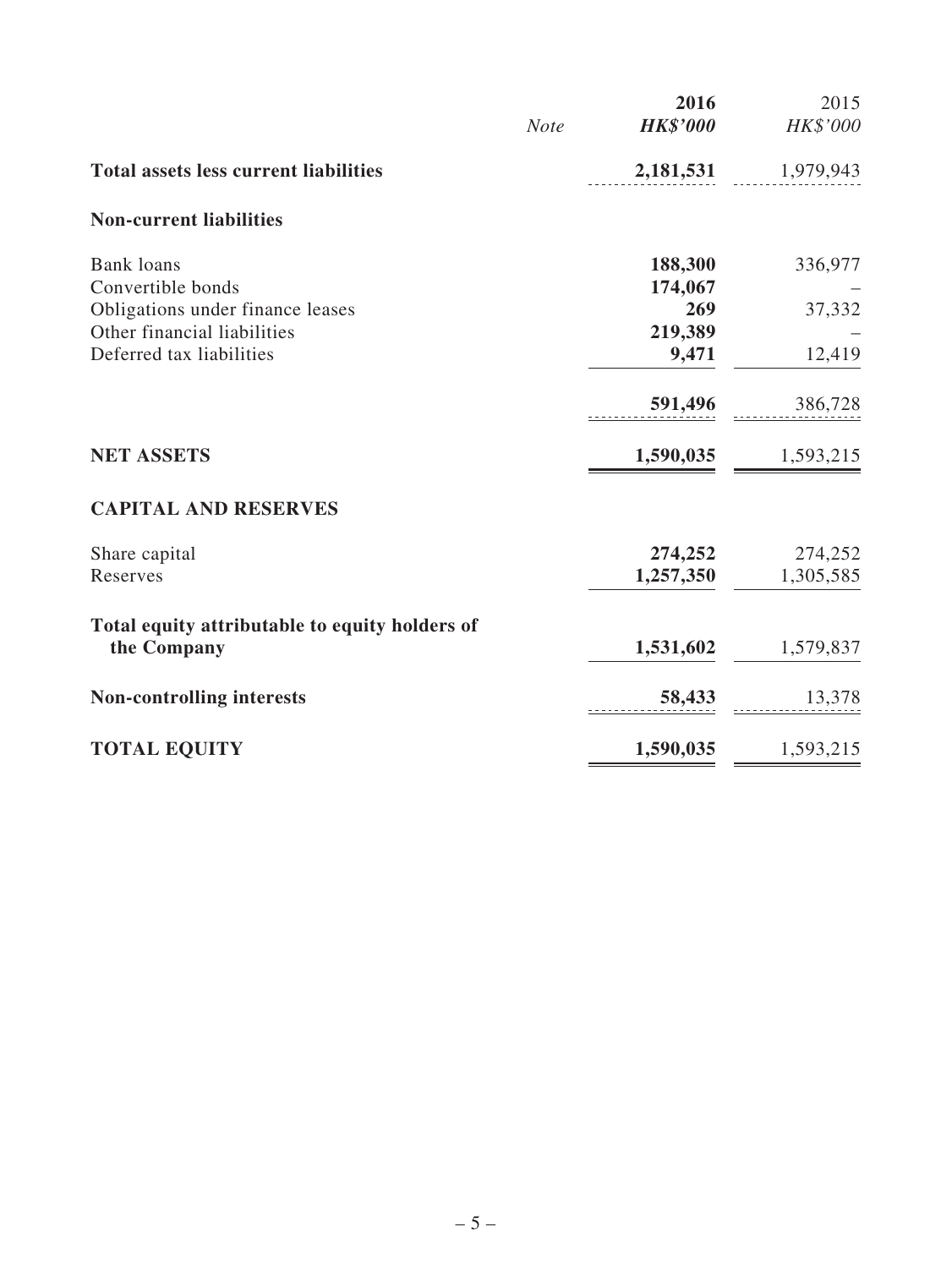| | Note | 2016<br>HK$'000 | 2015<br>HK$'000 |
|---|---|---|---|
| **Total assets less current liabilities** | | **2,181,531** | 1,979,943 |
| **Non-current liabilities** | | | |
| Bank loans | | **188,300** | 336,977 |
| Convertible bonds | | **174,067** | – |
| Obligations under finance leases | | **269** | 37,332 |
| Other financial liabilities | | **219,389** | – |
| Deferred tax liabilities | | **9,471** | 12,419 |
| | | **591,496** | 386,728 |
| **NET ASSETS** | | **1,590,035** | 1,593,215 |
| **CAPITAL AND RESERVES** | | | |
| Share capital | | **274,252** | 274,252 |
| Reserves | | **1,257,350** | 1,305,585 |
| **Total equity attributable to equity holders of the Company** | | **1,531,602** | 1,579,837 |
| **Non-controlling interests** | | **58,433** | 13,378 |
| **TOTAL EQUITY** | | **1,590,035** | 1,593,215 |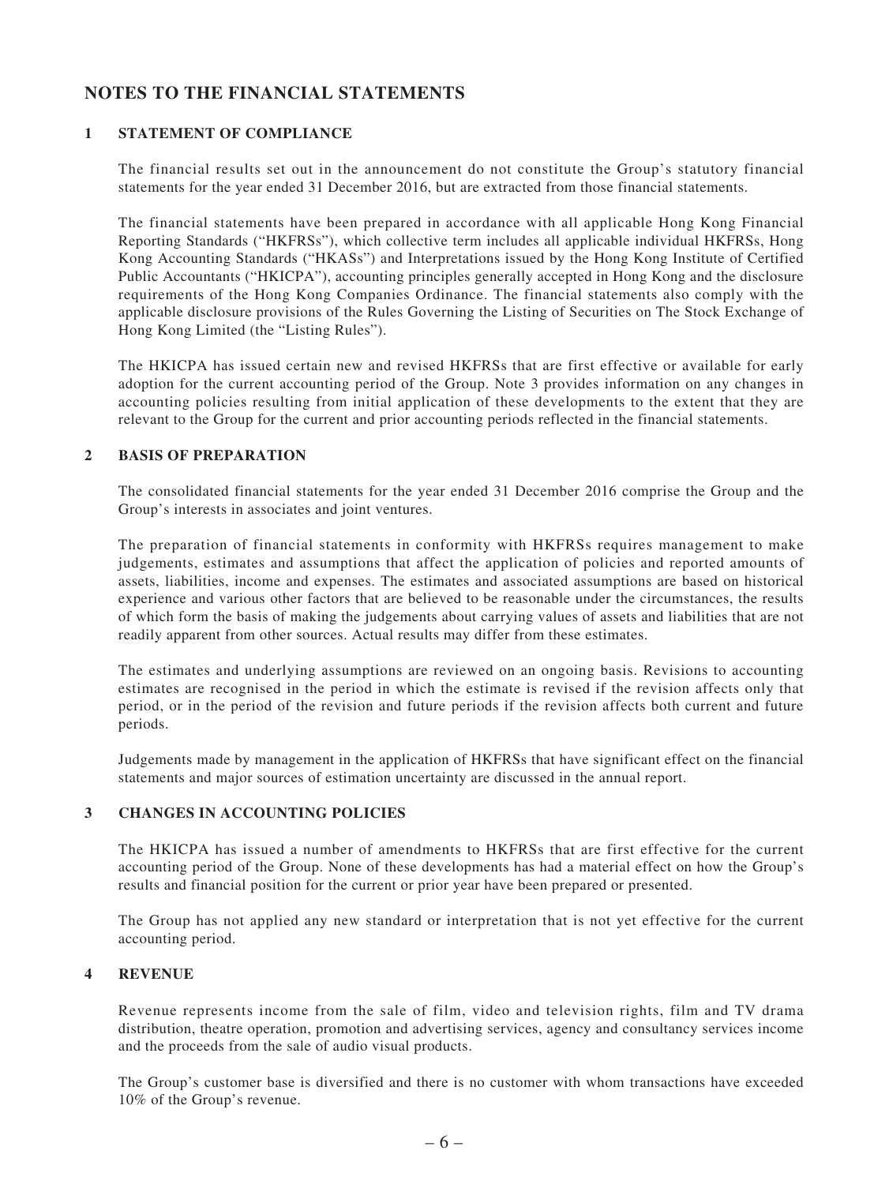## NOTES TO THE FINANCIAL STATEMENTS

### 1 STATEMENT OF COMPLIANCE

The financial results set out in the announcement do not constitute the Group's statutory financial statements for the year ended 31 December 2016, but are extracted from those financial statements.

The financial statements have been prepared in accordance with all applicable Hong Kong Financial Reporting Standards ("HKFRSs"), which collective term includes all applicable individual HKFRSs, Hong Kong Accounting Standards ("HKASs") and Interpretations issued by the Hong Kong Institute of Certified Public Accountants ("HKICPA"), accounting principles generally accepted in Hong Kong and the disclosure requirements of the Hong Kong Companies Ordinance. The financial statements also comply with the applicable disclosure provisions of the Rules Governing the Listing of Securities on The Stock Exchange of Hong Kong Limited (the "Listing Rules").

The HKICPA has issued certain new and revised HKFRSs that are first effective or available for early adoption for the current accounting period of the Group. Note 3 provides information on any changes in accounting policies resulting from initial application of these developments to the extent that they are relevant to the Group for the current and prior accounting periods reflected in the financial statements.

### 2 BASIS OF PREPARATION

The consolidated financial statements for the year ended 31 December 2016 comprise the Group and the Group's interests in associates and joint ventures.

The preparation of financial statements in conformity with HKFRSs requires management to make judgements, estimates and assumptions that affect the application of policies and reported amounts of assets, liabilities, income and expenses. The estimates and associated assumptions are based on historical experience and various other factors that are believed to be reasonable under the circumstances, the results of which form the basis of making the judgements about carrying values of assets and liabilities that are not readily apparent from other sources. Actual results may differ from these estimates.

The estimates and underlying assumptions are reviewed on an ongoing basis. Revisions to accounting estimates are recognised in the period in which the estimate is revised if the revision affects only that period, or in the period of the revision and future periods if the revision affects both current and future periods.

Judgements made by management in the application of HKFRSs that have significant effect on the financial statements and major sources of estimation uncertainty are discussed in the annual report.

### 3 CHANGES IN ACCOUNTING POLICIES

The HKICPA has issued a number of amendments to HKFRSs that are first effective for the current accounting period of the Group. None of these developments has had a material effect on how the Group's results and financial position for the current or prior year have been prepared or presented.

The Group has not applied any new standard or interpretation that is not yet effective for the current accounting period.

### 4 REVENUE

Revenue represents income from the sale of film, video and television rights, film and TV drama distribution, theatre operation, promotion and advertising services, agency and consultancy services income and the proceeds from the sale of audio visual products.

The Group's customer base is diversified and there is no customer with whom transactions have exceeded 10% of the Group's revenue.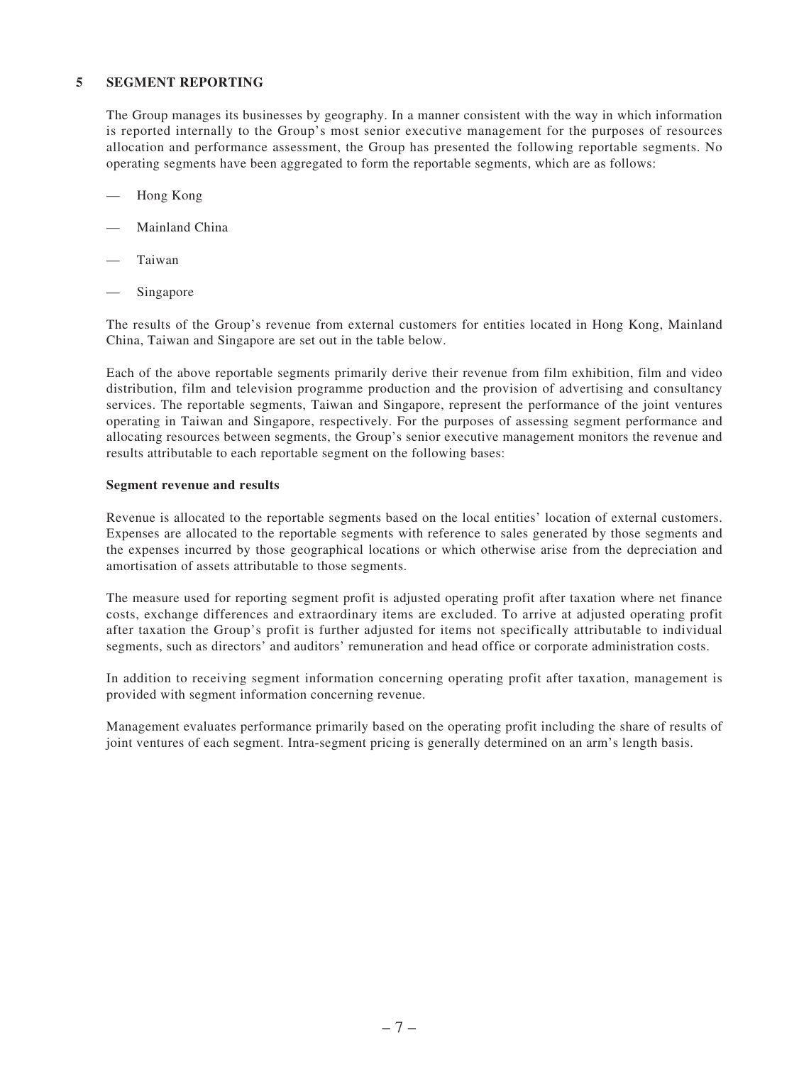## 5 SEGMENT REPORTING

The Group manages its businesses by geography. In a manner consistent with the way in which information is reported internally to the Group's most senior executive management for the purposes of resources allocation and performance assessment, the Group has presented the following reportable segments. No operating segments have been aggregated to form the reportable segments, which are as follows:

- Hong Kong
- Mainland China
- Taiwan
- Singapore

The results of the Group's revenue from external customers for entities located in Hong Kong, Mainland China, Taiwan and Singapore are set out in the table below.

Each of the above reportable segments primarily derive their revenue from film exhibition, film and video distribution, film and television programme production and the provision of advertising and consultancy services. The reportable segments, Taiwan and Singapore, represent the performance of the joint ventures operating in Taiwan and Singapore, respectively. For the purposes of assessing segment performance and allocating resources between segments, the Group's senior executive management monitors the revenue and results attributable to each reportable segment on the following bases:

**Segment revenue and results**

Revenue is allocated to the reportable segments based on the local entities' location of external customers. Expenses are allocated to the reportable segments with reference to sales generated by those segments and the expenses incurred by those geographical locations or which otherwise arise from the depreciation and amortisation of assets attributable to those segments.

The measure used for reporting segment profit is adjusted operating profit after taxation where net finance costs, exchange differences and extraordinary items are excluded. To arrive at adjusted operating profit after taxation the Group's profit is further adjusted for items not specifically attributable to individual segments, such as directors' and auditors' remuneration and head office or corporate administration costs.

In addition to receiving segment information concerning operating profit after taxation, management is provided with segment information concerning revenue.

Management evaluates performance primarily based on the operating profit including the share of results of joint ventures of each segment. Intra-segment pricing is generally determined on an arm's length basis.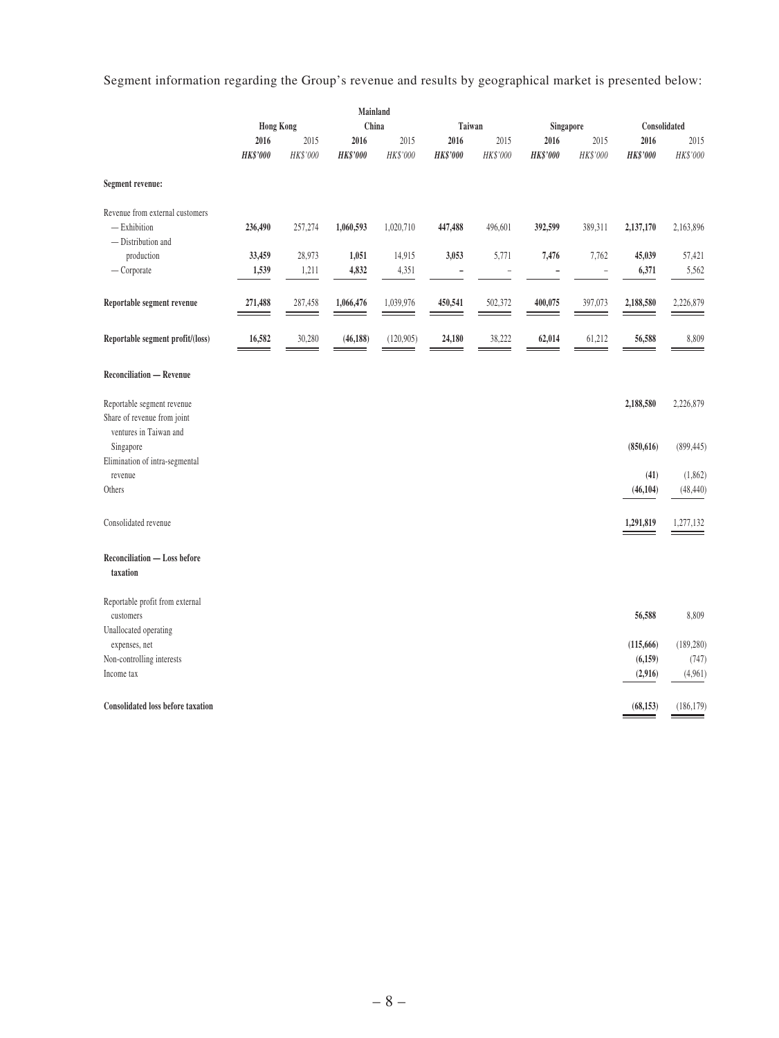Segment information regarding the Group's revenue and results by geographical market is presented below:

| | Hong Kong | | Mainland China | | Taiwan | | Singapore | | Consolidated | |
|---|---|---|---|---|---|---|---|---|---|---|
| | **2016** | 2015 | **2016** | 2015 | **2016** | 2015 | **2016** | 2015 | **2016** | 2015 |
| | ***HK$'000*** | *HK$'000* | ***HK$'000*** | *HK$'000* | ***HK$'000*** | *HK$'000* | ***HK$'000*** | *HK$'000* | ***HK$'000*** | *HK$'000* |
| **Segment revenue:** | | | | | | | | | | |
| Revenue from external customers | | | | | | | | | | |
| — Exhibition | **236,490** | 257,274 | **1,060,593** | 1,020,710 | **447,488** | 496,601 | **392,599** | 389,311 | **2,137,170** | 2,163,896 |
| — Distribution and production | **33,459** | 28,973 | **1,051** | 14,915 | **3,053** | 5,771 | **7,476** | 7,762 | **45,039** | 57,421 |
| — Corporate | **1,539** | 1,211 | **4,832** | 4,351 | **–** | – | **–** | – | **6,371** | 5,562 |
| **Reportable segment revenue** | **271,488** | 287,458 | **1,066,476** | 1,039,976 | **450,541** | 502,372 | **400,075** | 397,073 | **2,188,580** | 2,226,879 |
| **Reportable segment profit/(loss)** | **16,582** | 30,280 | **(46,188)** | (120,905) | **24,180** | 38,222 | **62,014** | 61,212 | **56,588** | 8,809 |
| **Reconciliation — Revenue** | | | | | | | | | | |
| Reportable segment revenue | | | | | | | | | **2,188,580** | 2,226,879 |
| Share of revenue from joint ventures in Taiwan and Singapore | | | | | | | | | **(850,616)** | (899,445) |
| Elimination of intra-segmental revenue | | | | | | | | | **(41)** | (1,862) |
| Others | | | | | | | | | **(46,104)** | (48,440) |
| Consolidated revenue | | | | | | | | | **1,291,819** | 1,277,132 |
| **Reconciliation — Loss before taxation** | | | | | | | | | | |
| Reportable profit from external customers | | | | | | | | | **56,588** | 8,809 |
| Unallocated operating expenses, net | | | | | | | | | **(115,666)** | (189,280) |
| Non-controlling interests | | | | | | | | | **(6,159)** | (747) |
| Income tax | | | | | | | | | **(2,916)** | (4,961) |
| **Consolidated loss before taxation** | | | | | | | | | **(68,153)** | (186,179) |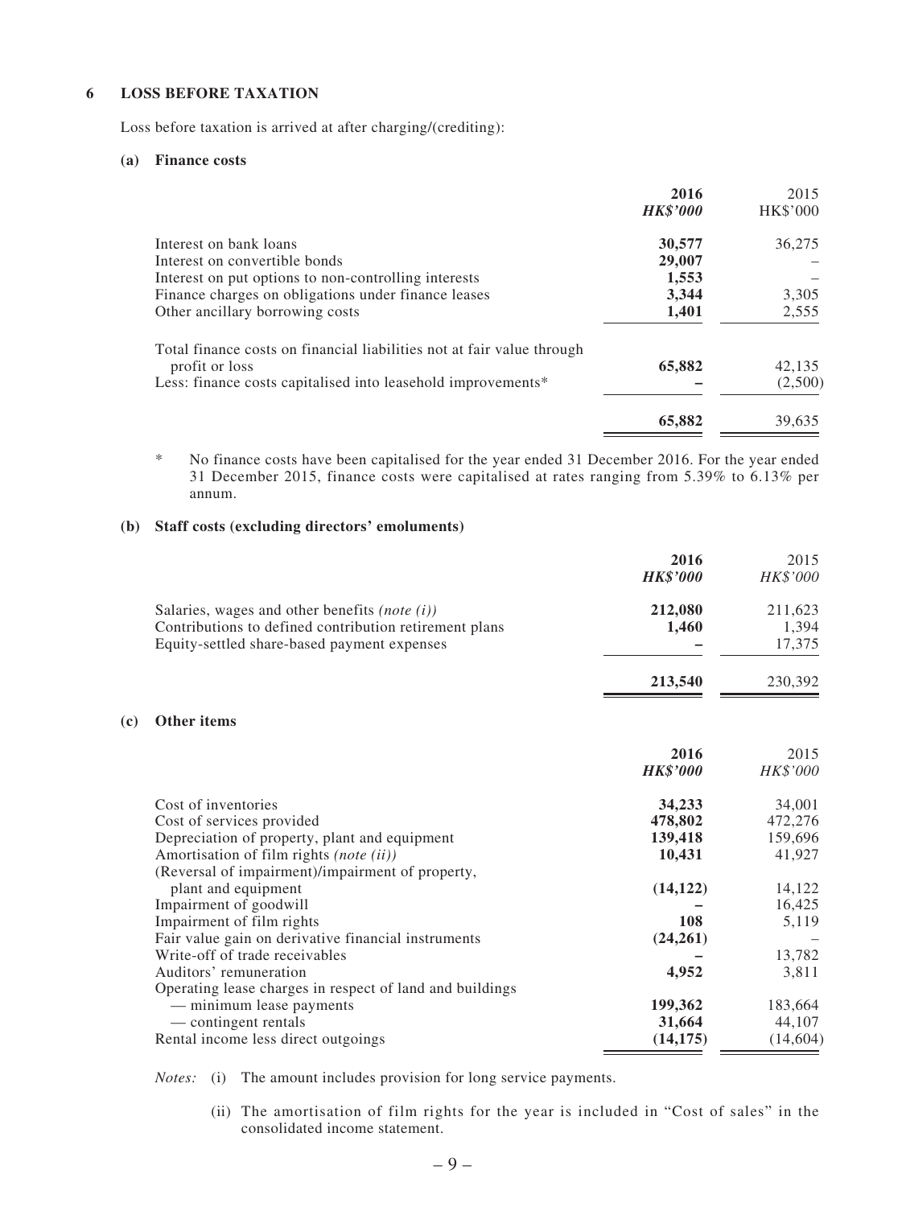## 6 LOSS BEFORE TAXATION

Loss before taxation is arrived at after charging/(crediting):

### (a) Finance costs

| | 2016 HK$'000 | 2015 HK$'000 |
|---|---|---|
| Interest on bank loans | **30,577** | 36,275 |
| Interest on convertible bonds | **29,007** | – |
| Interest on put options to non-controlling interests | **1,553** | – |
| Finance charges on obligations under finance leases | **3,344** | 3,305 |
| Other ancillary borrowing costs | **1,401** | 2,555 |
| Total finance costs on financial liabilities not at fair value through profit or loss | **65,882** | 42,135 |
| Less: finance costs capitalised into leasehold improvements* | **–** | (2,500) |
| | **65,882** | 39,635 |

\* No finance costs have been capitalised for the year ended 31 December 2016. For the year ended 31 December 2015, finance costs were capitalised at rates ranging from 5.39% to 6.13% per annum.

### (b) Staff costs (excluding directors' emoluments)

| | 2016 HK$'000 | 2015 HK$'000 |
|---|---|---|
| Salaries, wages and other benefits *(note (i))* | **212,080** | 211,623 |
| Contributions to defined contribution retirement plans | **1,460** | 1,394 |
| Equity-settled share-based payment expenses | **–** | 17,375 |
| | **213,540** | 230,392 |

### (c) Other items

| | 2016 HK$'000 | 2015 HK$'000 |
|---|---|---|
| Cost of inventories | **34,233** | 34,001 |
| Cost of services provided | **478,802** | 472,276 |
| Depreciation of property, plant and equipment | **139,418** | 159,696 |
| Amortisation of film rights *(note (ii))* | **10,431** | 41,927 |
| (Reversal of impairment)/impairment of property, plant and equipment | **(14,122)** | 14,122 |
| Impairment of goodwill | **–** | 16,425 |
| Impairment of film rights | **108** | 5,119 |
| Fair value gain on derivative financial instruments | **(24,261)** | – |
| Write-off of trade receivables | **–** | 13,782 |
| Auditors' remuneration | **4,952** | 3,811 |
| Operating lease charges in respect of land and buildings | | |
| — minimum lease payments | **199,362** | 183,664 |
| — contingent rentals | **31,664** | 44,107 |
| Rental income less direct outgoings | **(14,175)** | (14,604) |

*Notes:* (i) The amount includes provision for long service payments.

(ii) The amortisation of film rights for the year is included in "Cost of sales" in the consolidated income statement.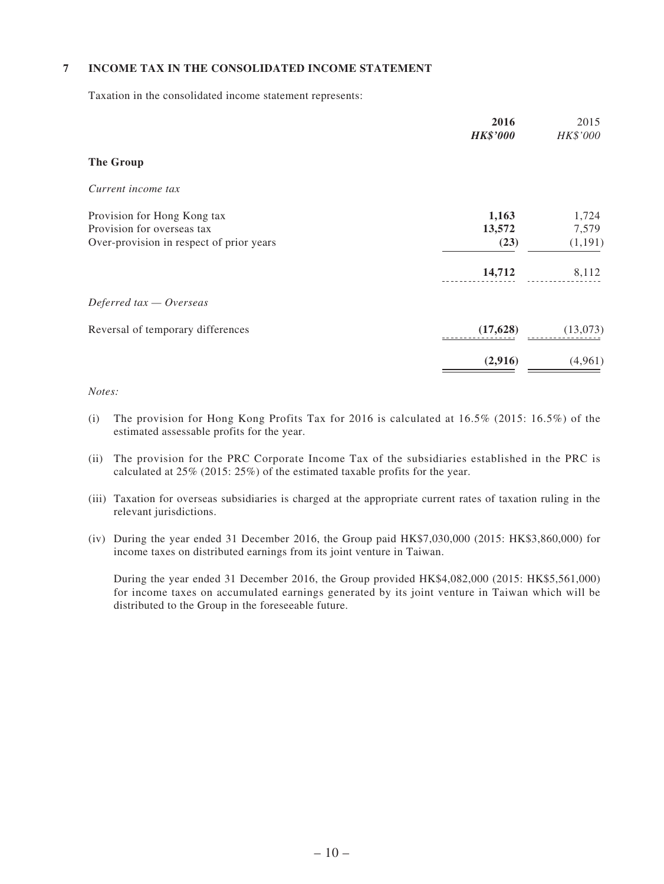## 7 INCOME TAX IN THE CONSOLIDATED INCOME STATEMENT

Taxation in the consolidated income statement represents:

| | **2016** | 2015 |
|---|---|---|
| | ***HK$'000*** | *HK$'000* |
| **The Group** | | |
| *Current income tax* | | |
| Provision for Hong Kong tax | **1,163** | 1,724 |
| Provision for overseas tax | **13,572** | 7,579 |
| Over-provision in respect of prior years | **(23)** | (1,191) |
| | **14,712** | 8,112 |
| *Deferred tax — Overseas* | | |
| Reversal of temporary differences | **(17,628)** | (13,073) |
| | **(2,916)** | (4,961) |

*Notes:*

(i) The provision for Hong Kong Profits Tax for 2016 is calculated at 16.5% (2015: 16.5%) of the estimated assessable profits for the year.

(ii) The provision for the PRC Corporate Income Tax of the subsidiaries established in the PRC is calculated at 25% (2015: 25%) of the estimated taxable profits for the year.

(iii) Taxation for overseas subsidiaries is charged at the appropriate current rates of taxation ruling in the relevant jurisdictions.

(iv) During the year ended 31 December 2016, the Group paid HK$7,030,000 (2015: HK$3,860,000) for income taxes on distributed earnings from its joint venture in Taiwan.

During the year ended 31 December 2016, the Group provided HK$4,082,000 (2015: HK$5,561,000) for income taxes on accumulated earnings generated by its joint venture in Taiwan which will be distributed to the Group in the foreseeable future.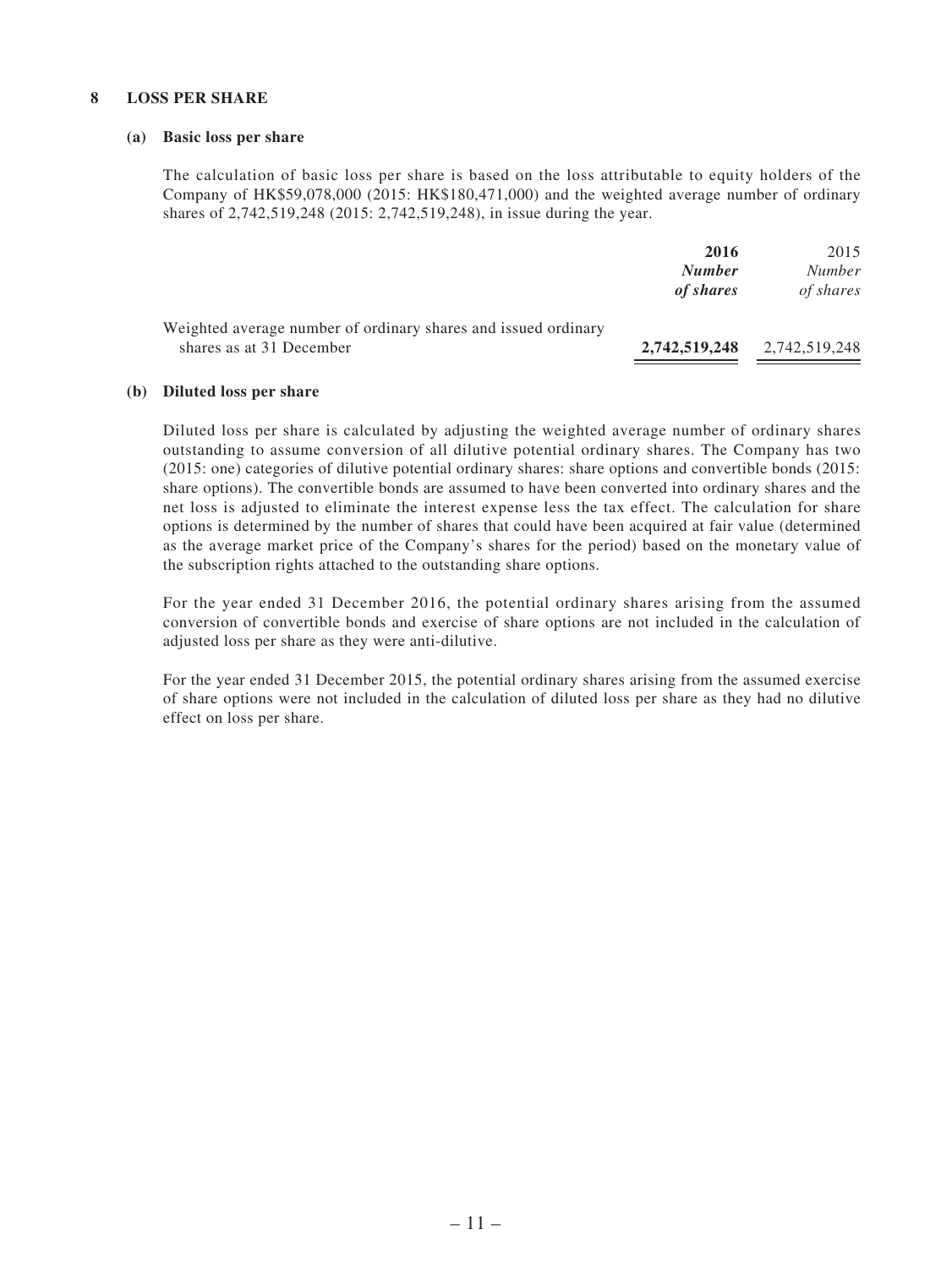## 8 LOSS PER SHARE

### (a) Basic loss per share

The calculation of basic loss per share is based on the loss attributable to equity holders of the Company of HK$59,078,000 (2015: HK$180,471,000) and the weighted average number of ordinary shares of 2,742,519,248 (2015: 2,742,519,248), in issue during the year.

| | **2016** | 2015 |
|---|---|---|
| | ***Number of shares*** | *Number of shares* |
| Weighted average number of ordinary shares and issued ordinary shares as at 31 December | **2,742,519,248** | 2,742,519,248 |

### (b) Diluted loss per share

Diluted loss per share is calculated by adjusting the weighted average number of ordinary shares outstanding to assume conversion of all dilutive potential ordinary shares. The Company has two (2015: one) categories of dilutive potential ordinary shares: share options and convertible bonds (2015: share options). The convertible bonds are assumed to have been converted into ordinary shares and the net loss is adjusted to eliminate the interest expense less the tax effect. The calculation for share options is determined by the number of shares that could have been acquired at fair value (determined as the average market price of the Company's shares for the period) based on the monetary value of the subscription rights attached to the outstanding share options.

For the year ended 31 December 2016, the potential ordinary shares arising from the assumed conversion of convertible bonds and exercise of share options are not included in the calculation of adjusted loss per share as they were anti-dilutive.

For the year ended 31 December 2015, the potential ordinary shares arising from the assumed exercise of share options were not included in the calculation of diluted loss per share as they had no dilutive effect on loss per share.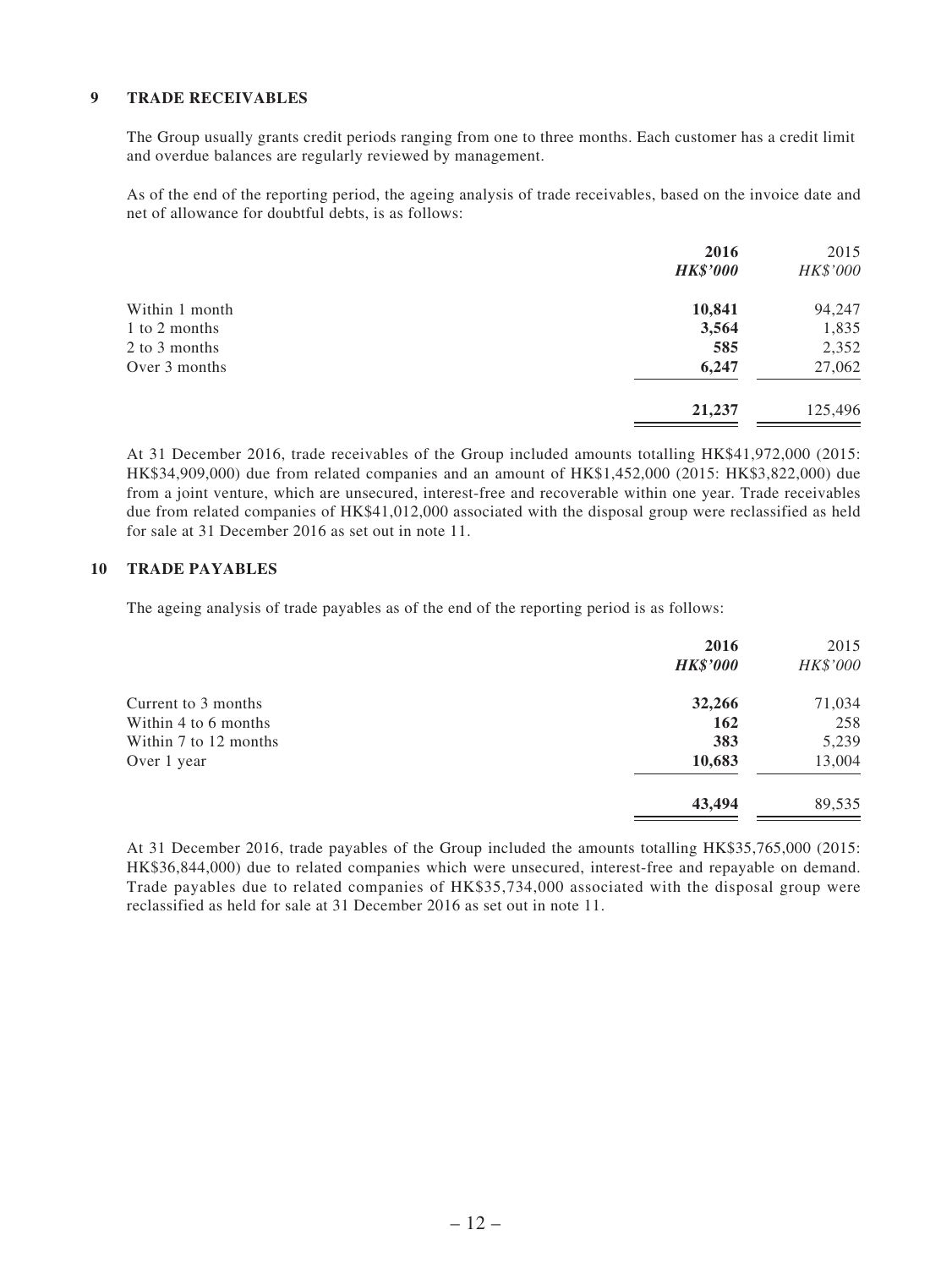## 9 TRADE RECEIVABLES

The Group usually grants credit periods ranging from one to three months. Each customer has a credit limit and overdue balances are regularly reviewed by management.

As of the end of the reporting period, the ageing analysis of trade receivables, based on the invoice date and net of allowance for doubtful debts, is as follows:

| | **2016** | 2015 |
|---|---|---|
| | ***HK$'000*** | *HK$'000* |
| Within 1 month | **10,841** | 94,247 |
| 1 to 2 months | **3,564** | 1,835 |
| 2 to 3 months | **585** | 2,352 |
| Over 3 months | **6,247** | 27,062 |
| | **21,237** | 125,496 |

At 31 December 2016, trade receivables of the Group included amounts totalling HK$41,972,000 (2015: HK$34,909,000) due from related companies and an amount of HK$1,452,000 (2015: HK$3,822,000) due from a joint venture, which are unsecured, interest-free and recoverable within one year. Trade receivables due from related companies of HK$41,012,000 associated with the disposal group were reclassified as held for sale at 31 December 2016 as set out in note 11.

## 10 TRADE PAYABLES

The ageing analysis of trade payables as of the end of the reporting period is as follows:

| | **2016** | 2015 |
|---|---|---|
| | ***HK$'000*** | *HK$'000* |
| Current to 3 months | **32,266** | 71,034 |
| Within 4 to 6 months | **162** | 258 |
| Within 7 to 12 months | **383** | 5,239 |
| Over 1 year | **10,683** | 13,004 |
| | **43,494** | 89,535 |

At 31 December 2016, trade payables of the Group included the amounts totalling HK$35,765,000 (2015: HK$36,844,000) due to related companies which were unsecured, interest-free and repayable on demand. Trade payables due to related companies of HK$35,734,000 associated with the disposal group were reclassified as held for sale at 31 December 2016 as set out in note 11.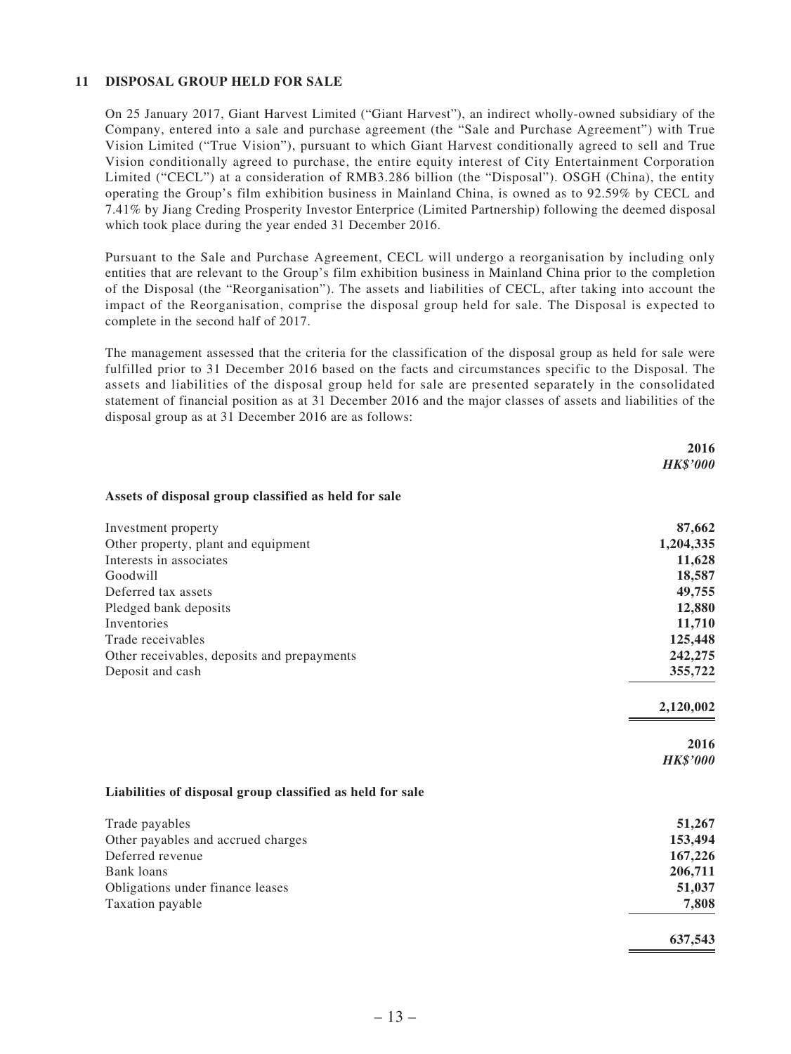## 11 DISPOSAL GROUP HELD FOR SALE

On 25 January 2017, Giant Harvest Limited ("Giant Harvest"), an indirect wholly-owned subsidiary of the Company, entered into a sale and purchase agreement (the "Sale and Purchase Agreement") with True Vision Limited ("True Vision"), pursuant to which Giant Harvest conditionally agreed to sell and True Vision conditionally agreed to purchase, the entire equity interest of City Entertainment Corporation Limited ("CECL") at a consideration of RMB3.286 billion (the "Disposal"). OSGH (China), the entity operating the Group's film exhibition business in Mainland China, is owned as to 92.59% by CECL and 7.41% by Jiang Creding Prosperity Investor Enterprice (Limited Partnership) following the deemed disposal which took place during the year ended 31 December 2016.

Pursuant to the Sale and Purchase Agreement, CECL will undergo a reorganisation by including only entities that are relevant to the Group's film exhibition business in Mainland China prior to the completion of the Disposal (the "Reorganisation"). The assets and liabilities of CECL, after taking into account the impact of the Reorganisation, comprise the disposal group held for sale. The Disposal is expected to complete in the second half of 2017.

The management assessed that the criteria for the classification of the disposal group as held for sale were fulfilled prior to 31 December 2016 based on the facts and circumstances specific to the Disposal. The assets and liabilities of the disposal group held for sale are presented separately in the consolidated statement of financial position as at 31 December 2016 and the major classes of assets and liabilities of the disposal group as at 31 December 2016 are as follows:

| | **2016** |
|---|---|
| | ***HK$'000*** |
| **Assets of disposal group classified as held for sale** | |
| Investment property | **87,662** |
| Other property, plant and equipment | **1,204,335** |
| Interests in associates | **11,628** |
| Goodwill | **18,587** |
| Deferred tax assets | **49,755** |
| Pledged bank deposits | **12,880** |
| Inventories | **11,710** |
| Trade receivables | **125,448** |
| Other receivables, deposits and prepayments | **242,275** |
| Deposit and cash | **355,722** |
| | **2,120,002** |

| | **2016** |
|---|---|
| | ***HK$'000*** |
| **Liabilities of disposal group classified as held for sale** | |
| Trade payables | **51,267** |
| Other payables and accrued charges | **153,494** |
| Deferred revenue | **167,226** |
| Bank loans | **206,711** |
| Obligations under finance leases | **51,037** |
| Taxation payable | **7,808** |
| | **637,543** |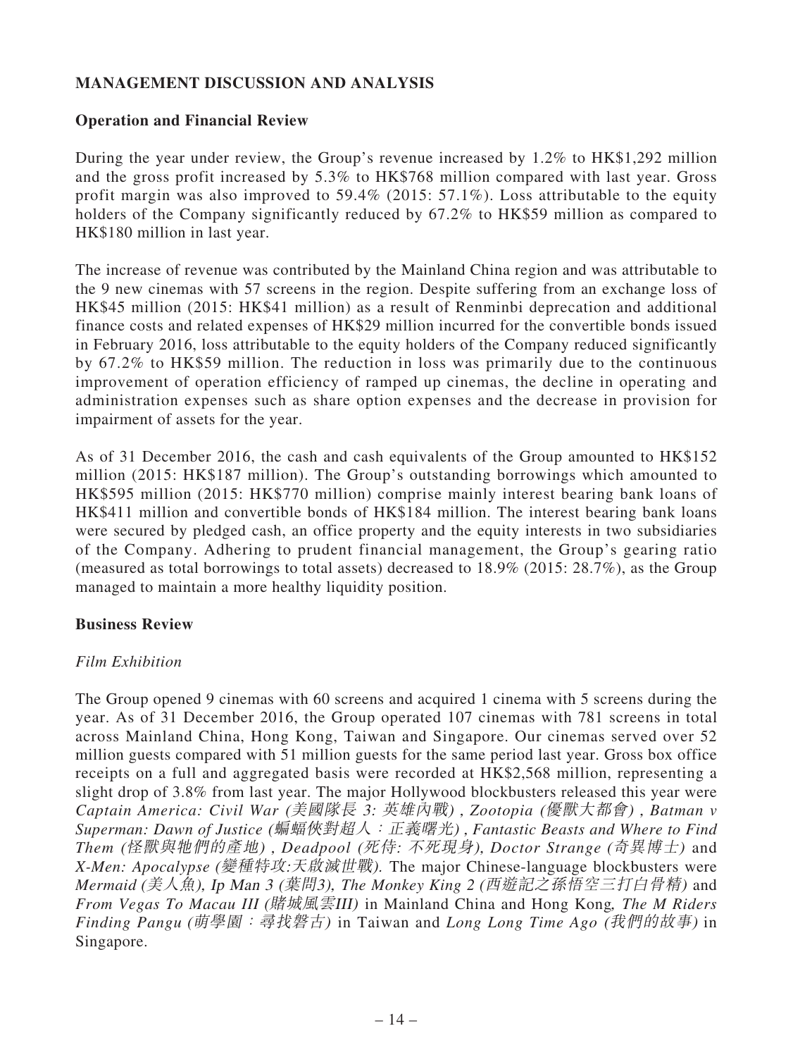## MANAGEMENT DISCUSSION AND ANALYSIS

### Operation and Financial Review

During the year under review, the Group's revenue increased by 1.2% to HK$1,292 million and the gross profit increased by 5.3% to HK$768 million compared with last year. Gross profit margin was also improved to 59.4% (2015: 57.1%). Loss attributable to the equity holders of the Company significantly reduced by 67.2% to HK$59 million as compared to HK$180 million in last year.

The increase of revenue was contributed by the Mainland China region and was attributable to the 9 new cinemas with 57 screens in the region. Despite suffering from an exchange loss of HK$45 million (2015: HK$41 million) as a result of Renminbi deprecation and additional finance costs and related expenses of HK$29 million incurred for the convertible bonds issued in February 2016, loss attributable to the equity holders of the Company reduced significantly by 67.2% to HK$59 million. The reduction in loss was primarily due to the continuous improvement of operation efficiency of ramped up cinemas, the decline in operating and administration expenses such as share option expenses and the decrease in provision for impairment of assets for the year.

As of 31 December 2016, the cash and cash equivalents of the Group amounted to HK$152 million (2015: HK$187 million). The Group's outstanding borrowings which amounted to HK$595 million (2015: HK$770 million) comprise mainly interest bearing bank loans of HK$411 million and convertible bonds of HK$184 million. The interest bearing bank loans were secured by pledged cash, an office property and the equity interests in two subsidiaries of the Company. Adhering to prudent financial management, the Group's gearing ratio (measured as total borrowings to total assets) decreased to 18.9% (2015: 28.7%), as the Group managed to maintain a more healthy liquidity position.

### Business Review

*Film Exhibition*

The Group opened 9 cinemas with 60 screens and acquired 1 cinema with 5 screens during the year. As of 31 December 2016, the Group operated 107 cinemas with 781 screens in total across Mainland China, Hong Kong, Taiwan and Singapore. Our cinemas served over 52 million guests compared with 51 million guests for the same period last year. Gross box office receipts on a full and aggregated basis were recorded at HK$2,568 million, representing a slight drop of 3.8% from last year. The major Hollywood blockbusters released this year were *Captain America: Civil War (美國隊長 3: 英雄內戰)*, *Zootopia (優獸大都會)*, *Batman v Superman: Dawn of Justice (蝙蝠俠對超人：正義曙光)*, *Fantastic Beasts and Where to Find Them (怪獸與牠們的產地)*, *Deadpool (死侍: 不死現身)*, *Doctor Strange (奇異博士)* and *X-Men: Apocalypse (變種特攻:天啟滅世戰)*. The major Chinese-language blockbusters were *Mermaid (美人魚)*, *Ip Man 3 (葉問3)*, *The Monkey King 2 (西遊記之孫悟空三打白骨精)* and *From Vegas To Macau III (賭城風雲III)* in Mainland China and Hong Kong, *The M Riders Finding Pangu (萌學園：尋找磐古)* in Taiwan and *Long Long Time Ago (我們的故事)* in Singapore.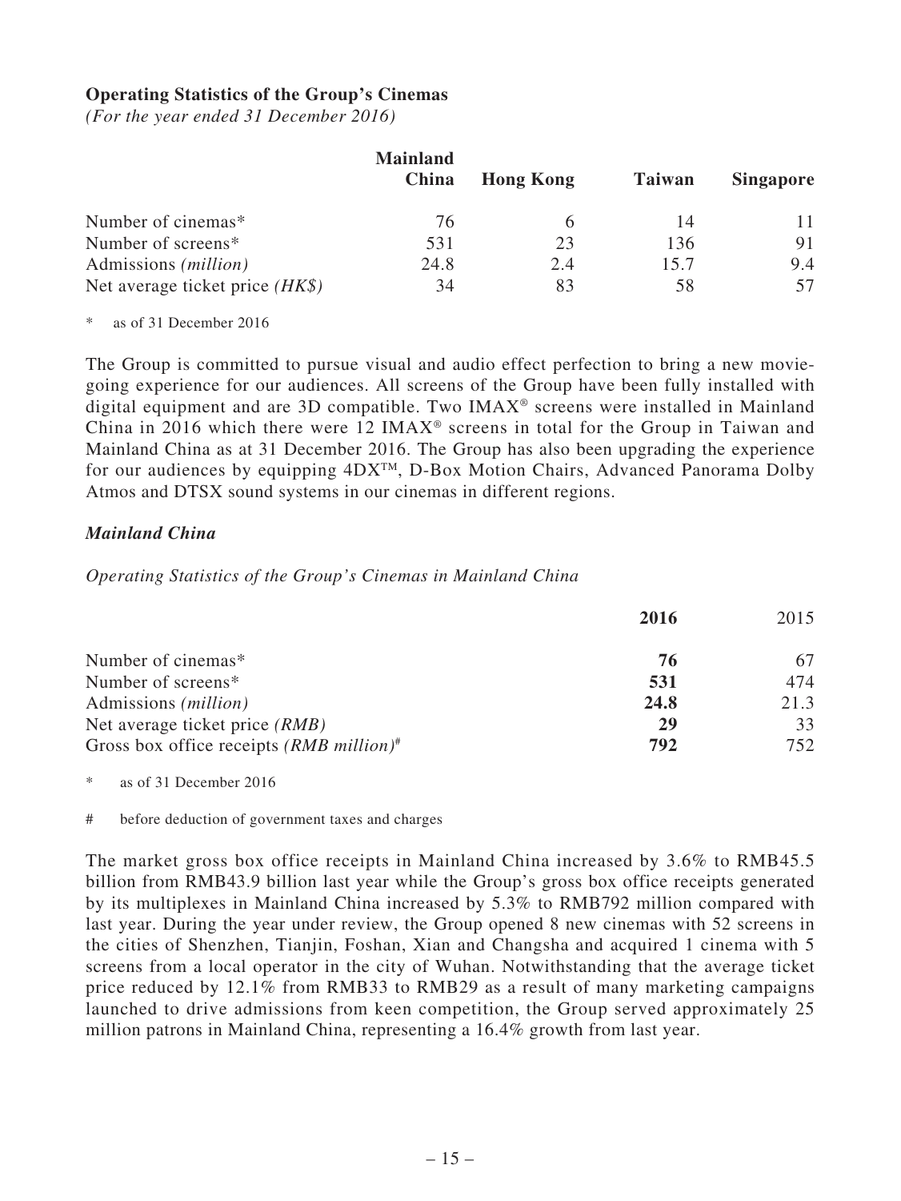**Operating Statistics of the Group's Cinemas**

*(For the year ended 31 December 2016)*

| | Mainland China | Hong Kong | Taiwan | Singapore |
|---|---|---|---|---|
| Number of cinemas* | 76 | 6 | 14 | 11 |
| Number of screens* | 531 | 23 | 136 | 91 |
| Admissions *(million)* | 24.8 | 2.4 | 15.7 | 9.4 |
| Net average ticket price *(HK$)* | 34 | 83 | 58 | 57 |

\* as of 31 December 2016

The Group is committed to pursue visual and audio effect perfection to bring a new movie-going experience for our audiences. All screens of the Group have been fully installed with digital equipment and are 3D compatible. Two IMAX® screens were installed in Mainland China in 2016 which there were 12 IMAX® screens in total for the Group in Taiwan and Mainland China as at 31 December 2016. The Group has also been upgrading the experience for our audiences by equipping 4DX™, D-Box Motion Chairs, Advanced Panorama Dolby Atmos and DTSX sound systems in our cinemas in different regions.

***Mainland China***

*Operating Statistics of the Group's Cinemas in Mainland China*

| | **2016** | 2015 |
|---|---|---|
| Number of cinemas* | **76** | 67 |
| Number of screens* | **531** | 474 |
| Admissions *(million)* | **24.8** | 21.3 |
| Net average ticket price *(RMB)* | **29** | 33 |
| Gross box office receipts *(RMB million)*# | **792** | 752 |

\* as of 31 December 2016

\# before deduction of government taxes and charges

The market gross box office receipts in Mainland China increased by 3.6% to RMB45.5 billion from RMB43.9 billion last year while the Group's gross box office receipts generated by its multiplexes in Mainland China increased by 5.3% to RMB792 million compared with last year. During the year under review, the Group opened 8 new cinemas with 52 screens in the cities of Shenzhen, Tianjin, Foshan, Xian and Changsha and acquired 1 cinema with 5 screens from a local operator in the city of Wuhan. Notwithstanding that the average ticket price reduced by 12.1% from RMB33 to RMB29 as a result of many marketing campaigns launched to drive admissions from keen competition, the Group served approximately 25 million patrons in Mainland China, representing a 16.4% growth from last year.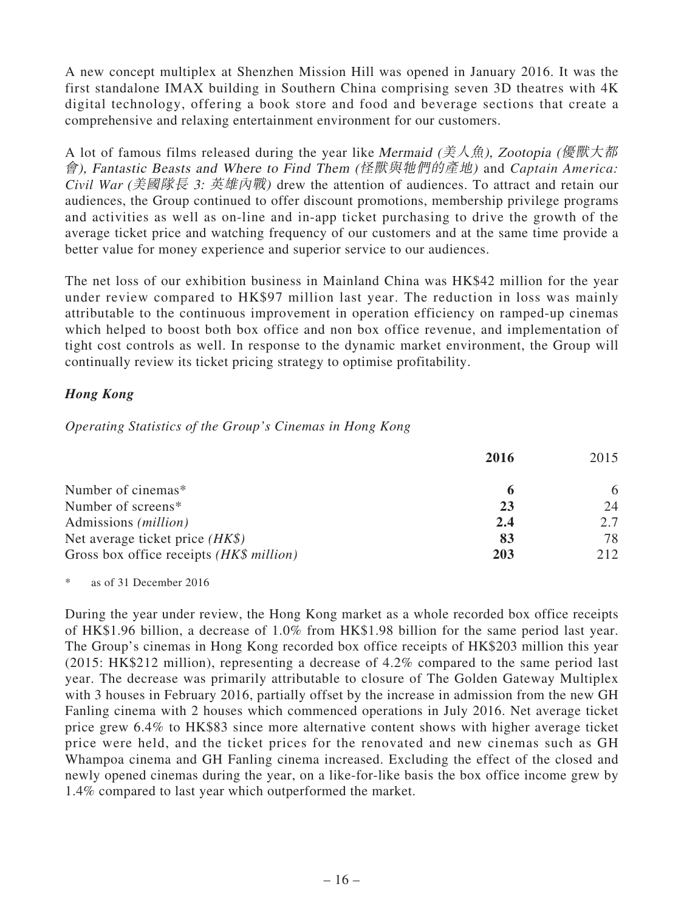A new concept multiplex at Shenzhen Mission Hill was opened in January 2016. It was the first standalone IMAX building in Southern China comprising seven 3D theatres with 4K digital technology, offering a book store and food and beverage sections that create a comprehensive and relaxing entertainment environment for our customers.

A lot of famous films released during the year like *Mermaid (美人魚)*, *Zootopia (優獸大都會)*, *Fantastic Beasts and Where to Find Them (怪獸與牠們的產地)* and *Captain America: Civil War (美國隊長 3: 英雄內戰)* drew the attention of audiences. To attract and retain our audiences, the Group continued to offer discount promotions, membership privilege programs and activities as well as on-line and in-app ticket purchasing to drive the growth of the average ticket price and watching frequency of our customers and at the same time provide a better value for money experience and superior service to our audiences.

The net loss of our exhibition business in Mainland China was HK$42 million for the year under review compared to HK$97 million last year. The reduction in loss was mainly attributable to the continuous improvement in operation efficiency on ramped-up cinemas which helped to boost both box office and non box office revenue, and implementation of tight cost controls as well. In response to the dynamic market environment, the Group will continually review its ticket pricing strategy to optimise profitability.

***Hong Kong***

*Operating Statistics of the Group's Cinemas in Hong Kong*

| | **2016** | 2015 |
|---|---|---|
| Number of cinemas* | **6** | 6 |
| Number of screens* | **23** | 24 |
| Admissions *(million)* | **2.4** | 2.7 |
| Net average ticket price *(HK$)* | **83** | 78 |
| Gross box office receipts *(HK$ million)* | **203** | 212 |

\* as of 31 December 2016

During the year under review, the Hong Kong market as a whole recorded box office receipts of HK$1.96 billion, a decrease of 1.0% from HK$1.98 billion for the same period last year. The Group's cinemas in Hong Kong recorded box office receipts of HK$203 million this year (2015: HK$212 million), representing a decrease of 4.2% compared to the same period last year. The decrease was primarily attributable to closure of The Golden Gateway Multiplex with 3 houses in February 2016, partially offset by the increase in admission from the new GH Fanling cinema with 2 houses which commenced operations in July 2016. Net average ticket price grew 6.4% to HK$83 since more alternative content shows with higher average ticket price were held, and the ticket prices for the renovated and new cinemas such as GH Whampoa cinema and GH Fanling cinema increased. Excluding the effect of the closed and newly opened cinemas during the year, on a like-for-like basis the box office income grew by 1.4% compared to last year which outperformed the market.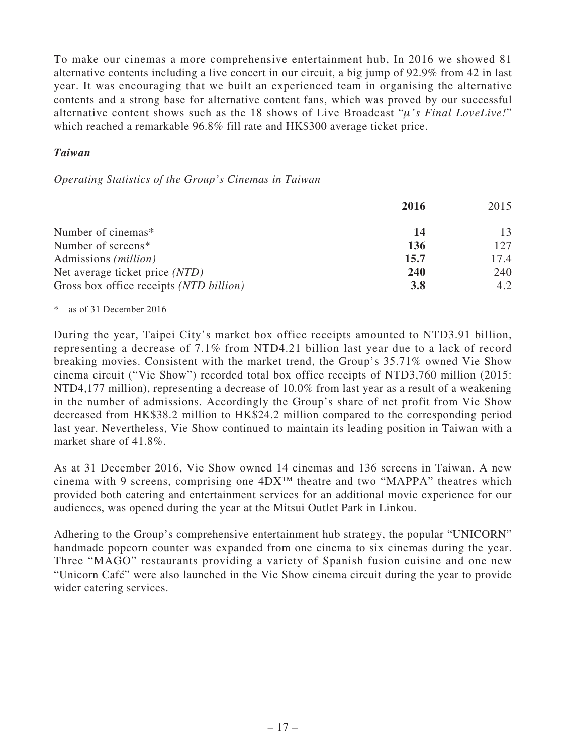To make our cinemas a more comprehensive entertainment hub, In 2016 we showed 81 alternative contents including a live concert in our circuit, a big jump of 92.9% from 42 in last year. It was encouraging that we built an experienced team in organising the alternative contents and a strong base for alternative content fans, which was proved by our successful alternative content shows such as the 18 shows of Live Broadcast "*μ's Final LoveLive!*" which reached a remarkable 96.8% fill rate and HK$300 average ticket price.

### *Taiwan*

*Operating Statistics of the Group's Cinemas in Taiwan*

| | **2016** | 2015 |
|---|---|---|
| Number of cinemas* | **14** | 13 |
| Number of screens* | **136** | 127 |
| Admissions *(million)* | **15.7** | 17.4 |
| Net average ticket price *(NTD)* | **240** | 240 |
| Gross box office receipts *(NTD billion)* | **3.8** | 4.2 |

\* as of 31 December 2016

During the year, Taipei City's market box office receipts amounted to NTD3.91 billion, representing a decrease of 7.1% from NTD4.21 billion last year due to a lack of record breaking movies. Consistent with the market trend, the Group's 35.71% owned Vie Show cinema circuit ("Vie Show") recorded total box office receipts of NTD3,760 million (2015: NTD4,177 million), representing a decrease of 10.0% from last year as a result of a weakening in the number of admissions. Accordingly the Group's share of net profit from Vie Show decreased from HK$38.2 million to HK$24.2 million compared to the corresponding period last year. Nevertheless, Vie Show continued to maintain its leading position in Taiwan with a market share of 41.8%.

As at 31 December 2016, Vie Show owned 14 cinemas and 136 screens in Taiwan. A new cinema with 9 screens, comprising one 4DX™ theatre and two "MAPPA" theatres which provided both catering and entertainment services for an additional movie experience for our audiences, was opened during the year at the Mitsui Outlet Park in Linkou.

Adhering to the Group's comprehensive entertainment hub strategy, the popular "UNICORN" handmade popcorn counter was expanded from one cinema to six cinemas during the year. Three "MAGO" restaurants providing a variety of Spanish fusion cuisine and one new "Unicorn Café" were also launched in the Vie Show cinema circuit during the year to provide wider catering services.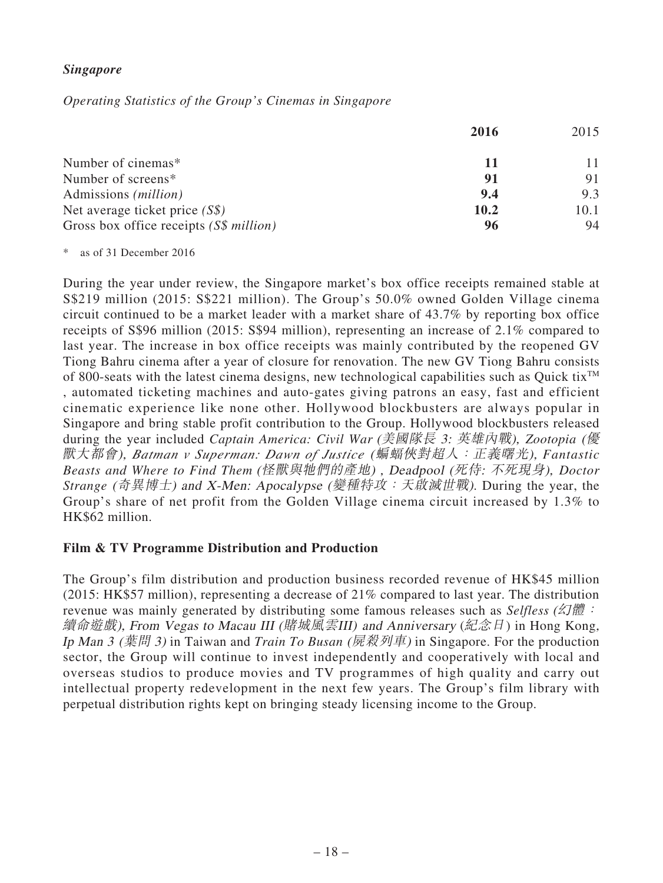***Singapore***

*Operating Statistics of the Group's Cinemas in Singapore*

| | **2016** | 2015 |
|---|---|---|
| Number of cinemas* | **11** | 11 |
| Number of screens* | **91** | 91 |
| Admissions *(million)* | **9.4** | 9.3 |
| Net average ticket price *(S$)* | **10.2** | 10.1 |
| Gross box office receipts *(S$ million)* | **96** | 94 |

\* as of 31 December 2016

During the year under review, the Singapore market's box office receipts remained stable at S$219 million (2015: S$221 million). The Group's 50.0% owned Golden Village cinema circuit continued to be a market leader with a market share of 43.7% by reporting box office receipts of S$96 million (2015: S$94 million), representing an increase of 2.1% compared to last year. The increase in box office receipts was mainly contributed by the reopened GV Tiong Bahru cinema after a year of closure for renovation. The new GV Tiong Bahru consists of 800-seats with the latest cinema designs, new technological capabilities such as Quick tix™, automated ticketing machines and auto-gates giving patrons an easy, fast and efficient cinematic experience like none other. Hollywood blockbusters are always popular in Singapore and bring stable profit contribution to the Group. Hollywood blockbusters released during the year included *Captain America: Civil War (美國隊長 3: 英雄內戰)*, *Zootopia (優獸大都會)*, *Batman v Superman: Dawn of Justice (蝙蝠俠對超人：正義曙光)*, *Fantastic Beasts and Where to Find Them (怪獸與牠們的產地)* , *Deadpool (死侍: 不死現身)*, *Doctor Strange (奇異博士)* and *X-Men: Apocalypse (變種特攻：天啟滅世戰)*. During the year, the Group's share of net profit from the Golden Village cinema circuit increased by 1.3% to HK$62 million.

## Film & TV Programme Distribution and Production

The Group's film distribution and production business recorded revenue of HK$45 million (2015: HK$57 million), representing a decrease of 21% compared to last year. The distribution revenue was mainly generated by distributing some famous releases such as *Selfless (幻體：續命遊戲)*, *From Vegas to Macau III (賭城風雲III)* and *Anniversary (紀念日)* in Hong Kong, *Ip Man 3 (葉問 3)* in Taiwan and *Train To Busan (屍殺列車)* in Singapore. For the production sector, the Group will continue to invest independently and cooperatively with local and overseas studios to produce movies and TV programmes of high quality and carry out intellectual property redevelopment in the next few years. The Group's film library with perpetual distribution rights kept on bringing steady licensing income to the Group.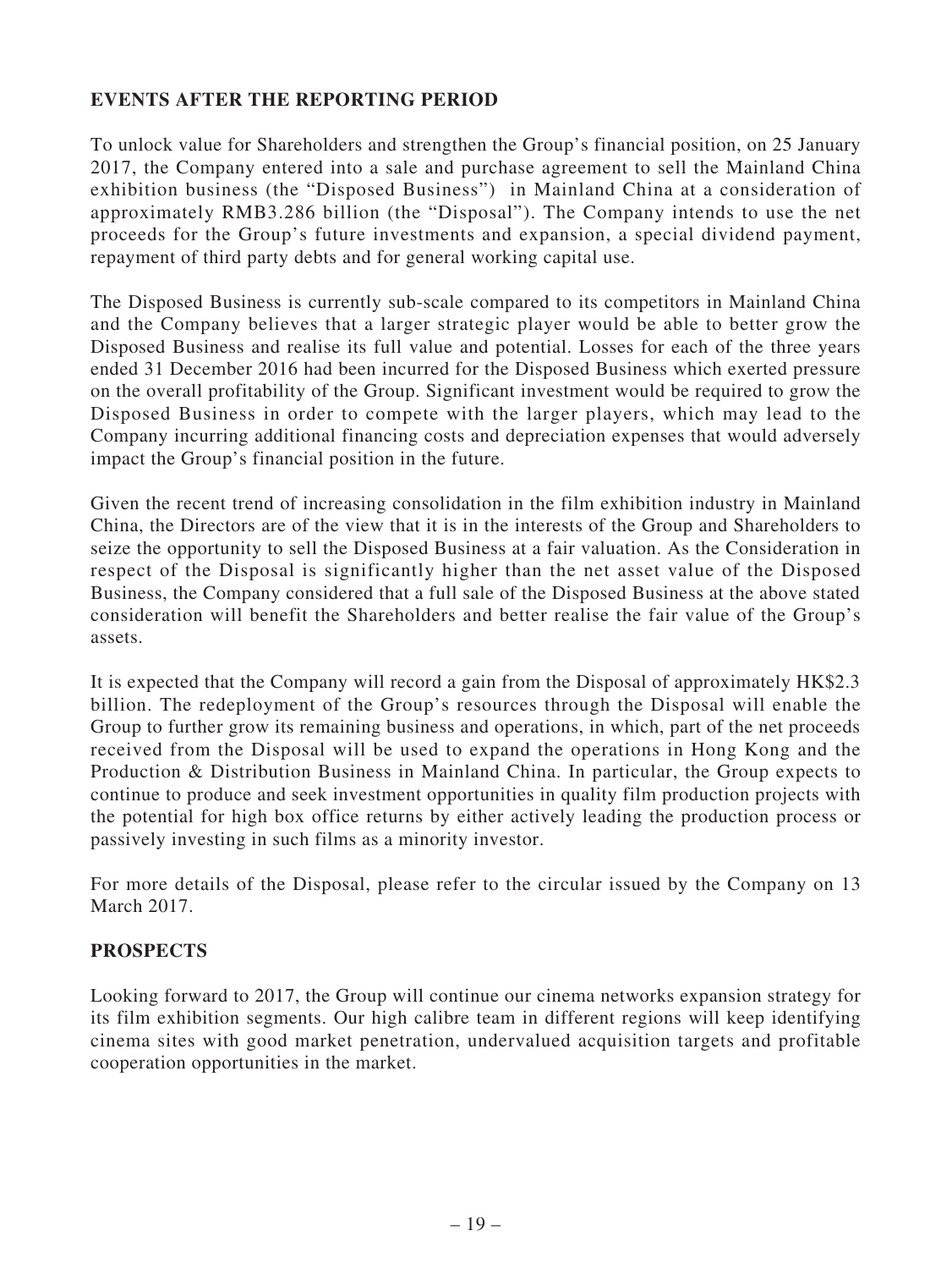## EVENTS AFTER THE REPORTING PERIOD

To unlock value for Shareholders and strengthen the Group's financial position, on 25 January 2017, the Company entered into a sale and purchase agreement to sell the Mainland China exhibition business (the "Disposed Business") in Mainland China at a consideration of approximately RMB3.286 billion (the "Disposal"). The Company intends to use the net proceeds for the Group's future investments and expansion, a special dividend payment, repayment of third party debts and for general working capital use.

The Disposed Business is currently sub-scale compared to its competitors in Mainland China and the Company believes that a larger strategic player would be able to better grow the Disposed Business and realise its full value and potential. Losses for each of the three years ended 31 December 2016 had been incurred for the Disposed Business which exerted pressure on the overall profitability of the Group. Significant investment would be required to grow the Disposed Business in order to compete with the larger players, which may lead to the Company incurring additional financing costs and depreciation expenses that would adversely impact the Group's financial position in the future.

Given the recent trend of increasing consolidation in the film exhibition industry in Mainland China, the Directors are of the view that it is in the interests of the Group and Shareholders to seize the opportunity to sell the Disposed Business at a fair valuation. As the Consideration in respect of the Disposal is significantly higher than the net asset value of the Disposed Business, the Company considered that a full sale of the Disposed Business at the above stated consideration will benefit the Shareholders and better realise the fair value of the Group's assets.

It is expected that the Company will record a gain from the Disposal of approximately HK$2.3 billion. The redeployment of the Group's resources through the Disposal will enable the Group to further grow its remaining business and operations, in which, part of the net proceeds received from the Disposal will be used to expand the operations in Hong Kong and the Production & Distribution Business in Mainland China. In particular, the Group expects to continue to produce and seek investment opportunities in quality film production projects with the potential for high box office returns by either actively leading the production process or passively investing in such films as a minority investor.

For more details of the Disposal, please refer to the circular issued by the Company on 13 March 2017.

## PROSPECTS

Looking forward to 2017, the Group will continue our cinema networks expansion strategy for its film exhibition segments. Our high calibre team in different regions will keep identifying cinema sites with good market penetration, undervalued acquisition targets and profitable cooperation opportunities in the market.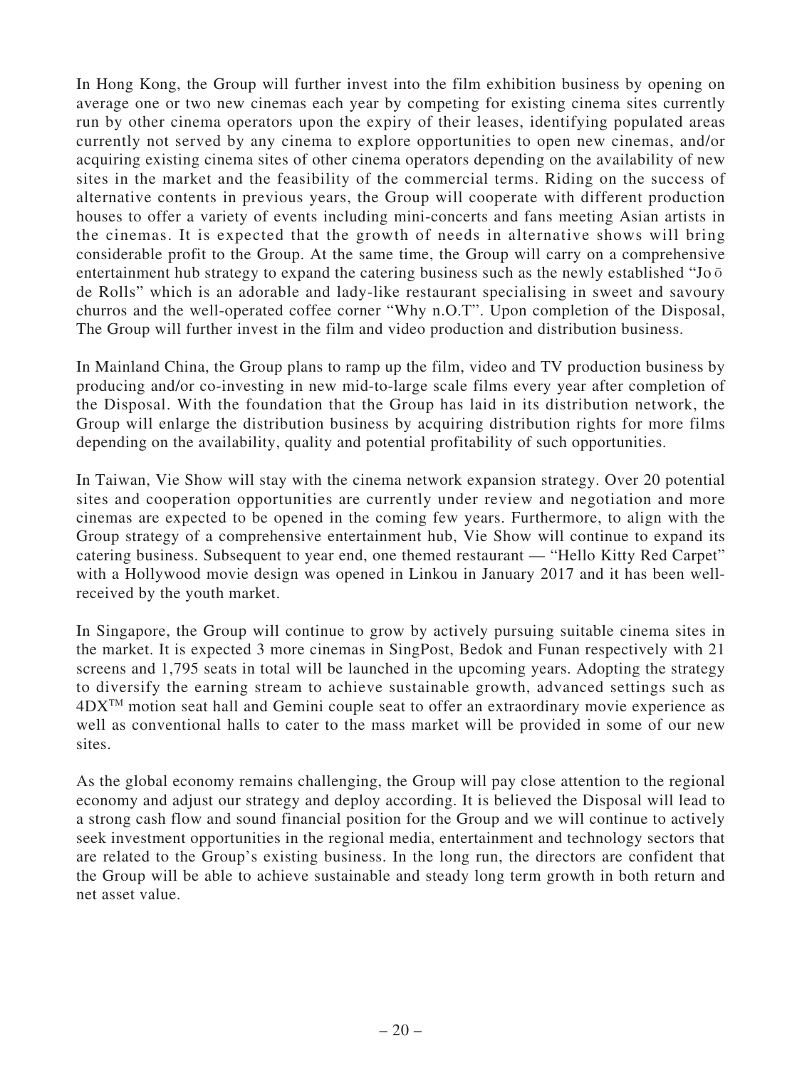In Hong Kong, the Group will further invest into the film exhibition business by opening on average one or two new cinemas each year by competing for existing cinema sites currently run by other cinema operators upon the expiry of their leases, identifying populated areas currently not served by any cinema to explore opportunities to open new cinemas, and/or acquiring existing cinema sites of other cinema operators depending on the availability of new sites in the market and the feasibility of the commercial terms. Riding on the success of alternative contents in previous years, the Group will cooperate with different production houses to offer a variety of events including mini-concerts and fans meeting Asian artists in the cinemas. It is expected that the growth of needs in alternative shows will bring considerable profit to the Group. At the same time, the Group will carry on a comprehensive entertainment hub strategy to expand the catering business such as the newly established "Jo ō de Rolls" which is an adorable and lady-like restaurant specialising in sweet and savoury churros and the well-operated coffee corner "Why n.O.T". Upon completion of the Disposal, The Group will further invest in the film and video production and distribution business.

In Mainland China, the Group plans to ramp up the film, video and TV production business by producing and/or co-investing in new mid-to-large scale films every year after completion of the Disposal. With the foundation that the Group has laid in its distribution network, the Group will enlarge the distribution business by acquiring distribution rights for more films depending on the availability, quality and potential profitability of such opportunities.

In Taiwan, Vie Show will stay with the cinema network expansion strategy. Over 20 potential sites and cooperation opportunities are currently under review and negotiation and more cinemas are expected to be opened in the coming few years. Furthermore, to align with the Group strategy of a comprehensive entertainment hub, Vie Show will continue to expand its catering business. Subsequent to year end, one themed restaurant — "Hello Kitty Red Carpet" with a Hollywood movie design was opened in Linkou in January 2017 and it has been well-received by the youth market.

In Singapore, the Group will continue to grow by actively pursuing suitable cinema sites in the market. It is expected 3 more cinemas in SingPost, Bedok and Funan respectively with 21 screens and 1,795 seats in total will be launched in the upcoming years. Adopting the strategy to diversify the earning stream to achieve sustainable growth, advanced settings such as 4DX™ motion seat hall and Gemini couple seat to offer an extraordinary movie experience as well as conventional halls to cater to the mass market will be provided in some of our new sites.

As the global economy remains challenging, the Group will pay close attention to the regional economy and adjust our strategy and deploy according. It is believed the Disposal will lead to a strong cash flow and sound financial position for the Group and we will continue to actively seek investment opportunities in the regional media, entertainment and technology sectors that are related to the Group's existing business. In the long run, the directors are confident that the Group will be able to achieve sustainable and steady long term growth in both return and net asset value.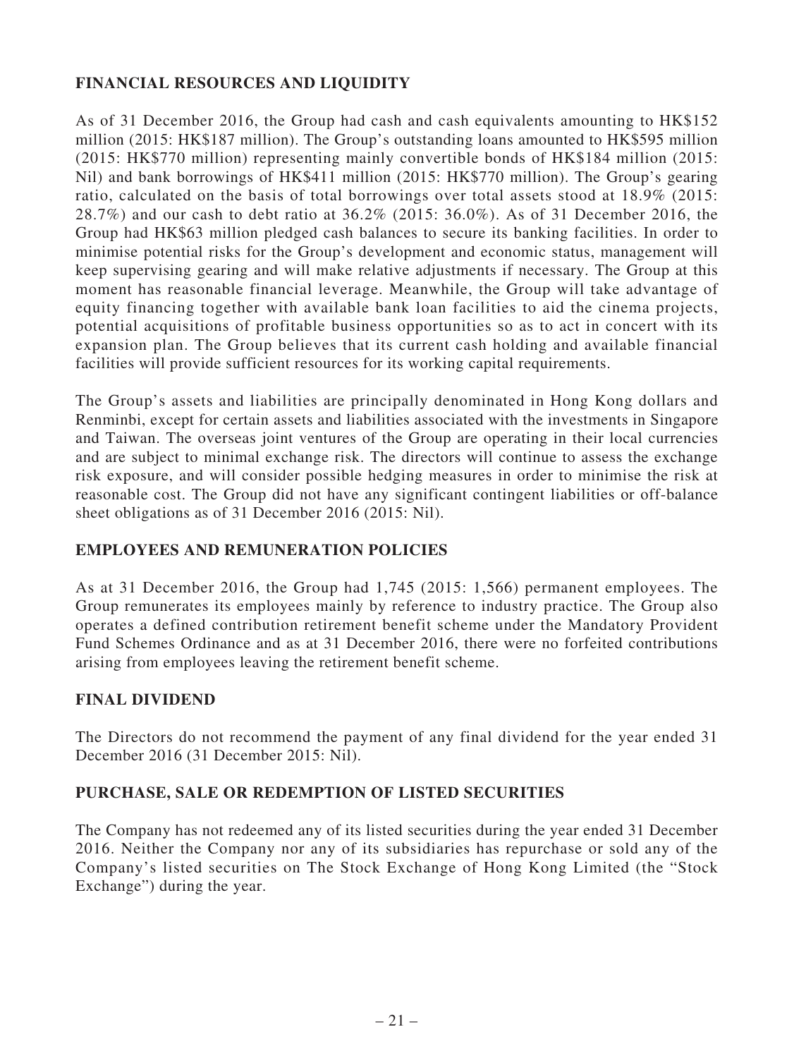## FINANCIAL RESOURCES AND LIQUIDITY

As of 31 December 2016, the Group had cash and cash equivalents amounting to HK$152 million (2015: HK$187 million). The Group's outstanding loans amounted to HK$595 million (2015: HK$770 million) representing mainly convertible bonds of HK$184 million (2015: Nil) and bank borrowings of HK$411 million (2015: HK$770 million). The Group's gearing ratio, calculated on the basis of total borrowings over total assets stood at 18.9% (2015: 28.7%) and our cash to debt ratio at 36.2% (2015: 36.0%). As of 31 December 2016, the Group had HK$63 million pledged cash balances to secure its banking facilities. In order to minimise potential risks for the Group's development and economic status, management will keep supervising gearing and will make relative adjustments if necessary. The Group at this moment has reasonable financial leverage. Meanwhile, the Group will take advantage of equity financing together with available bank loan facilities to aid the cinema projects, potential acquisitions of profitable business opportunities so as to act in concert with its expansion plan. The Group believes that its current cash holding and available financial facilities will provide sufficient resources for its working capital requirements.

The Group's assets and liabilities are principally denominated in Hong Kong dollars and Renminbi, except for certain assets and liabilities associated with the investments in Singapore and Taiwan. The overseas joint ventures of the Group are operating in their local currencies and are subject to minimal exchange risk. The directors will continue to assess the exchange risk exposure, and will consider possible hedging measures in order to minimise the risk at reasonable cost. The Group did not have any significant contingent liabilities or off-balance sheet obligations as of 31 December 2016 (2015: Nil).

## EMPLOYEES AND REMUNERATION POLICIES

As at 31 December 2016, the Group had 1,745 (2015: 1,566) permanent employees. The Group remunerates its employees mainly by reference to industry practice. The Group also operates a defined contribution retirement benefit scheme under the Mandatory Provident Fund Schemes Ordinance and as at 31 December 2016, there were no forfeited contributions arising from employees leaving the retirement benefit scheme.

## FINAL DIVIDEND

The Directors do not recommend the payment of any final dividend for the year ended 31 December 2016 (31 December 2015: Nil).

## PURCHASE, SALE OR REDEMPTION OF LISTED SECURITIES

The Company has not redeemed any of its listed securities during the year ended 31 December 2016. Neither the Company nor any of its subsidiaries has repurchase or sold any of the Company's listed securities on The Stock Exchange of Hong Kong Limited (the "Stock Exchange") during the year.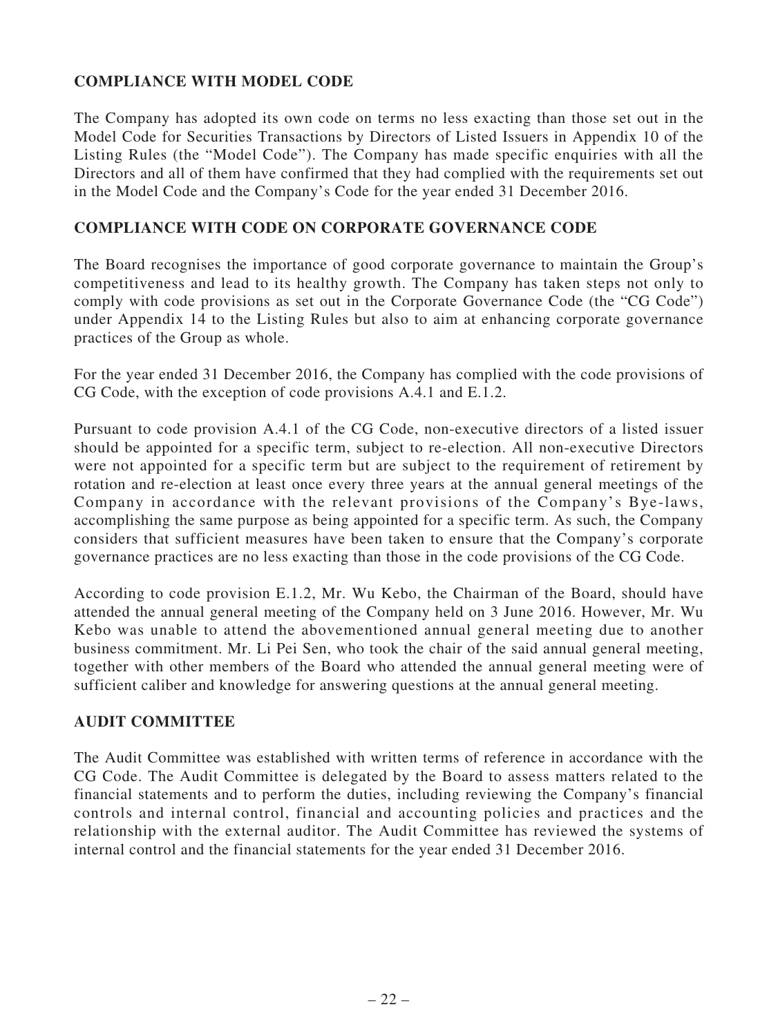## COMPLIANCE WITH MODEL CODE

The Company has adopted its own code on terms no less exacting than those set out in the Model Code for Securities Transactions by Directors of Listed Issuers in Appendix 10 of the Listing Rules (the "Model Code"). The Company has made specific enquiries with all the Directors and all of them have confirmed that they had complied with the requirements set out in the Model Code and the Company's Code for the year ended 31 December 2016.

## COMPLIANCE WITH CODE ON CORPORATE GOVERNANCE CODE

The Board recognises the importance of good corporate governance to maintain the Group's competitiveness and lead to its healthy growth. The Company has taken steps not only to comply with code provisions as set out in the Corporate Governance Code (the "CG Code") under Appendix 14 to the Listing Rules but also to aim at enhancing corporate governance practices of the Group as whole.

For the year ended 31 December 2016, the Company has complied with the code provisions of CG Code, with the exception of code provisions A.4.1 and E.1.2.

Pursuant to code provision A.4.1 of the CG Code, non-executive directors of a listed issuer should be appointed for a specific term, subject to re-election. All non-executive Directors were not appointed for a specific term but are subject to the requirement of retirement by rotation and re-election at least once every three years at the annual general meetings of the Company in accordance with the relevant provisions of the Company's Bye-laws, accomplishing the same purpose as being appointed for a specific term. As such, the Company considers that sufficient measures have been taken to ensure that the Company's corporate governance practices are no less exacting than those in the code provisions of the CG Code.

According to code provision E.1.2, Mr. Wu Kebo, the Chairman of the Board, should have attended the annual general meeting of the Company held on 3 June 2016. However, Mr. Wu Kebo was unable to attend the abovementioned annual general meeting due to another business commitment. Mr. Li Pei Sen, who took the chair of the said annual general meeting, together with other members of the Board who attended the annual general meeting were of sufficient caliber and knowledge for answering questions at the annual general meeting.

## AUDIT COMMITTEE

The Audit Committee was established with written terms of reference in accordance with the CG Code. The Audit Committee is delegated by the Board to assess matters related to the financial statements and to perform the duties, including reviewing the Company's financial controls and internal control, financial and accounting policies and practices and the relationship with the external auditor. The Audit Committee has reviewed the systems of internal control and the financial statements for the year ended 31 December 2016.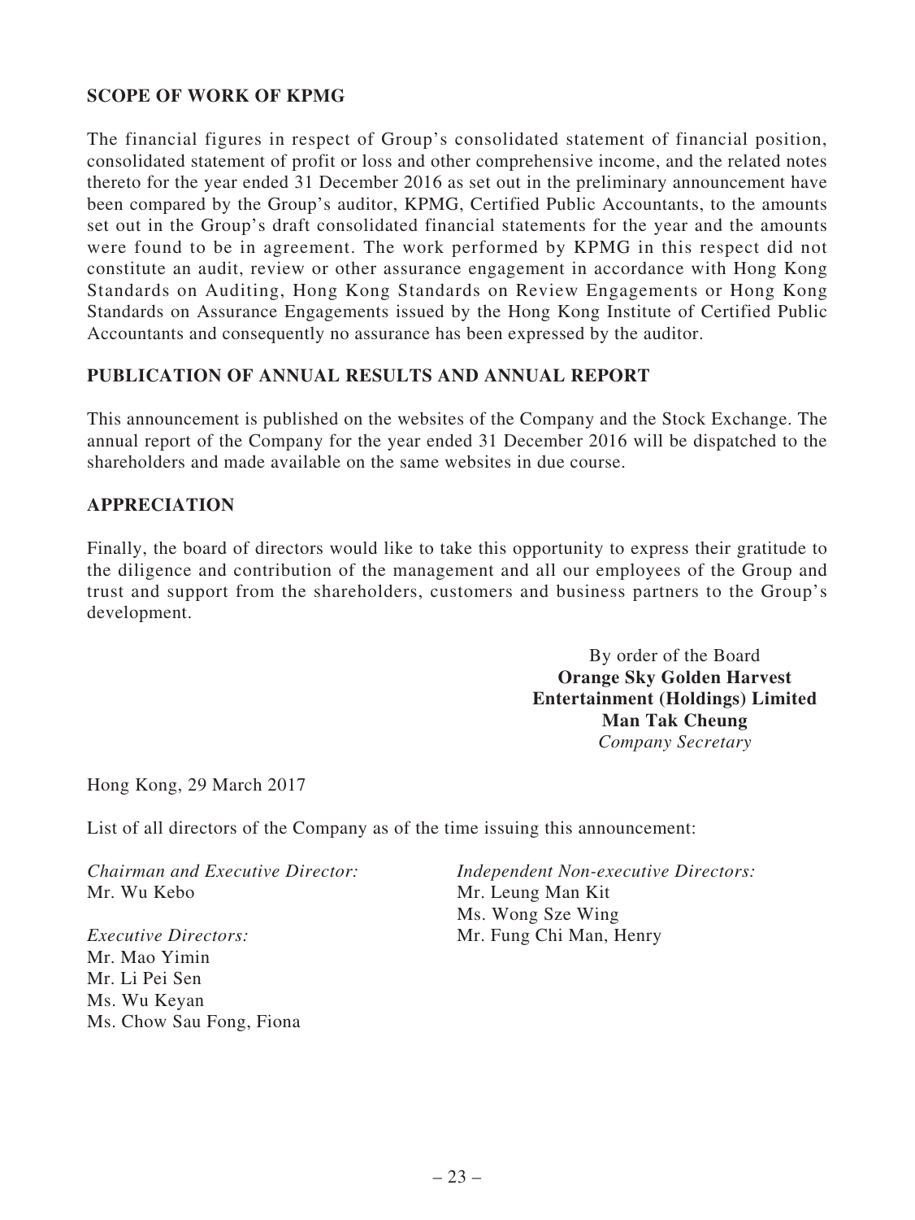## SCOPE OF WORK OF KPMG

The financial figures in respect of Group's consolidated statement of financial position, consolidated statement of profit or loss and other comprehensive income, and the related notes thereto for the year ended 31 December 2016 as set out in the preliminary announcement have been compared by the Group's auditor, KPMG, Certified Public Accountants, to the amounts set out in the Group's draft consolidated financial statements for the year and the amounts were found to be in agreement. The work performed by KPMG in this respect did not constitute an audit, review or other assurance engagement in accordance with Hong Kong Standards on Auditing, Hong Kong Standards on Review Engagements or Hong Kong Standards on Assurance Engagements issued by the Hong Kong Institute of Certified Public Accountants and consequently no assurance has been expressed by the auditor.

## PUBLICATION OF ANNUAL RESULTS AND ANNUAL REPORT

This announcement is published on the websites of the Company and the Stock Exchange. The annual report of the Company for the year ended 31 December 2016 will be dispatched to the shareholders and made available on the same websites in due course.

## APPRECIATION

Finally, the board of directors would like to take this opportunity to express their gratitude to the diligence and contribution of the management and all our employees of the Group and trust and support from the shareholders, customers and business partners to the Group's development.

By order of the Board
**Orange Sky Golden Harvest Entertainment (Holdings) Limited**
**Man Tak Cheung**
*Company Secretary*

Hong Kong, 29 March 2017

List of all directors of the Company as of the time issuing this announcement:

*Chairman and Executive Director:*
Mr. Wu Kebo

*Executive Directors:*
Mr. Mao Yimin
Mr. Li Pei Sen
Ms. Wu Keyan
Ms. Chow Sau Fong, Fiona

*Independent Non-executive Directors:*
Mr. Leung Man Kit
Ms. Wong Sze Wing
Mr. Fung Chi Man, Henry